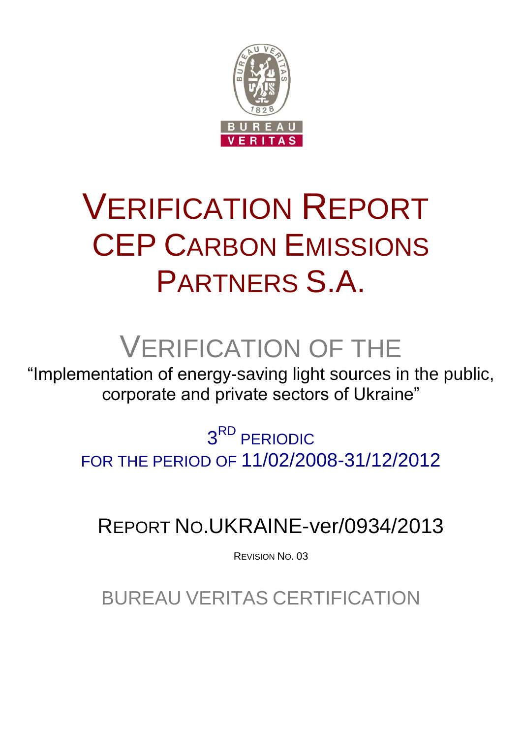BUREAU VERITAS

1828

# VERIFICATION REPORT CEP CARBON EMISSIONS PARTNERS S.A.

## VERIFICATION OF THE

"Implementation of energy-saving light sources in the public, corporate and private sectors of Ukraine"

3RD PERIODIC
FOR THE PERIOD OF 11/02/2008-31/12/2012

## REPORT NO.UKRAINE-ver/0934/2013

REVISION NO. 03

BUREAU VERITAS CERTIFICATION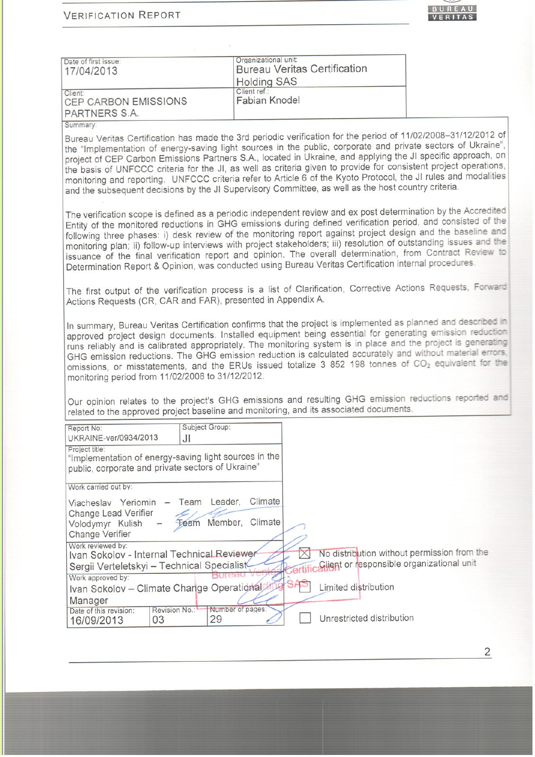| Date of first issue: 17/04/2013 | Organizational unit: Bureau Veritas Certification Holding SAS |
|---|---|
| Client: CEP CARBON EMISSIONS PARTNERS S.A. | Client ref.: Fabian Knodel |

Summary:

Bureau Veritas Certification has made the 3rd periodic verification for the period of 11/02/2008–31/12/2012 of the "Implementation of energy-saving light sources in the public, corporate and private sectors of Ukraine", project of CEP Carbon Emissions Partners S.A., located in Ukraine, and applying the JI specific approach, on the basis of UNFCCC criteria for the JI, as well as criteria given to provide for consistent project operations, monitoring and reporting. UNFCCC criteria refer to Article 6 of the Kyoto Protocol, the JI rules and modalities and the subsequent decisions by the JI Supervisory Committee, as well as the host country criteria.

The verification scope is defined as a periodic independent review and ex post determination by the Accredited Entity of the monitored reductions in GHG emissions during defined verification period, and consisted of the following three phases: i) desk review of the monitoring report against project design and the baseline and monitoring plan; ii) follow-up interviews with project stakeholders; iii) resolution of outstanding issues and the issuance of the final verification report and opinion. The overall determination, from Contract Review to Determination Report & Opinion, was conducted using Bureau Veritas Certification internal procedures.

The first output of the verification process is a list of Clarification, Corrective Actions Requests, Forward Actions Requests (CR, CAR and FAR), presented in Appendix A.

In summary, Bureau Veritas Certification confirms that the project is implemented as planned and described in approved project design documents. Installed equipment being essential for generating emission reduction runs reliably and is calibrated appropriately. The monitoring system is in place and the project is generating GHG emission reductions. The GHG emission reduction is calculated accurately and without material errors, omissions, or misstatements, and the ERUs issued totalize 3 852 198 tonnes of $CO_2$ equivalent for the monitoring period from 11/02/2008 to 31/12/2012.

Our opinion relates to the project's GHG emissions and resulting GHG emission reductions reported and related to the approved project baseline and monitoring, and its associated documents.

| Report No: UKRAINE-ver/0934/2013 | Subject Group: JI | |
|---|---|---|
| Project title: "Implementation of energy-saving light sources in the public, corporate and private sectors of Ukraine" | | |
| Work carried out by: Viacheslav Yeriomin – Team Leader, Climate Change Lead Verifier; Volodymyr Kulish – Team Member, Climate Change Verifier | | |
| Work reviewed by: Ivan Sokolov - Internal Technical Reviewer; Sergii Verteletskyi – Technical Specialist | | |
| Work approved by: Ivan Sokolov – Climate Change Operational Manager | | |
| Date of this revision: 16/09/2013 | Revision No.: 03 | Number of pages: 29 |

- [x] No distribution without permission from the Client or responsible organizational unit
- [ ] Limited distribution
- [ ] Unrestricted distribution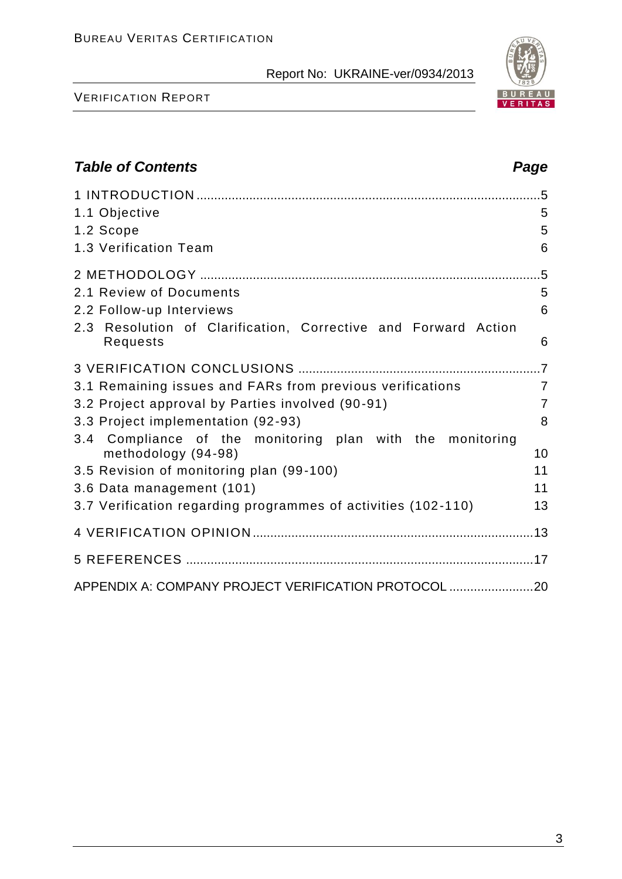## Table of Contents

| | Page |
|---|---|
| 1 INTRODUCTION | 5 |
| 1.1 Objective | 5 |
| 1.2 Scope | 5 |
| 1.3 Verification Team | 6 |
| 2 METHODOLOGY | 5 |
| 2.1 Review of Documents | 5 |
| 2.2 Follow-up Interviews | 6 |
| 2.3 Resolution of Clarification, Corrective and Forward Action Requests | 6 |
| 3 VERIFICATION CONCLUSIONS | 7 |
| 3.1 Remaining issues and FARs from previous verifications | 7 |
| 3.2 Project approval by Parties involved (90-91) | 7 |
| 3.3 Project implementation (92-93) | 8 |
| 3.4 Compliance of the monitoring plan with the monitoring methodology (94-98) | 10 |
| 3.5 Revision of monitoring plan (99-100) | 11 |
| 3.6 Data management (101) | 11 |
| 3.7 Verification regarding programmes of activities (102-110) | 13 |
| 4 VERIFICATION OPINION | 13 |
| 5 REFERENCES | 17 |
| APPENDIX A: COMPANY PROJECT VERIFICATION PROTOCOL | 20 |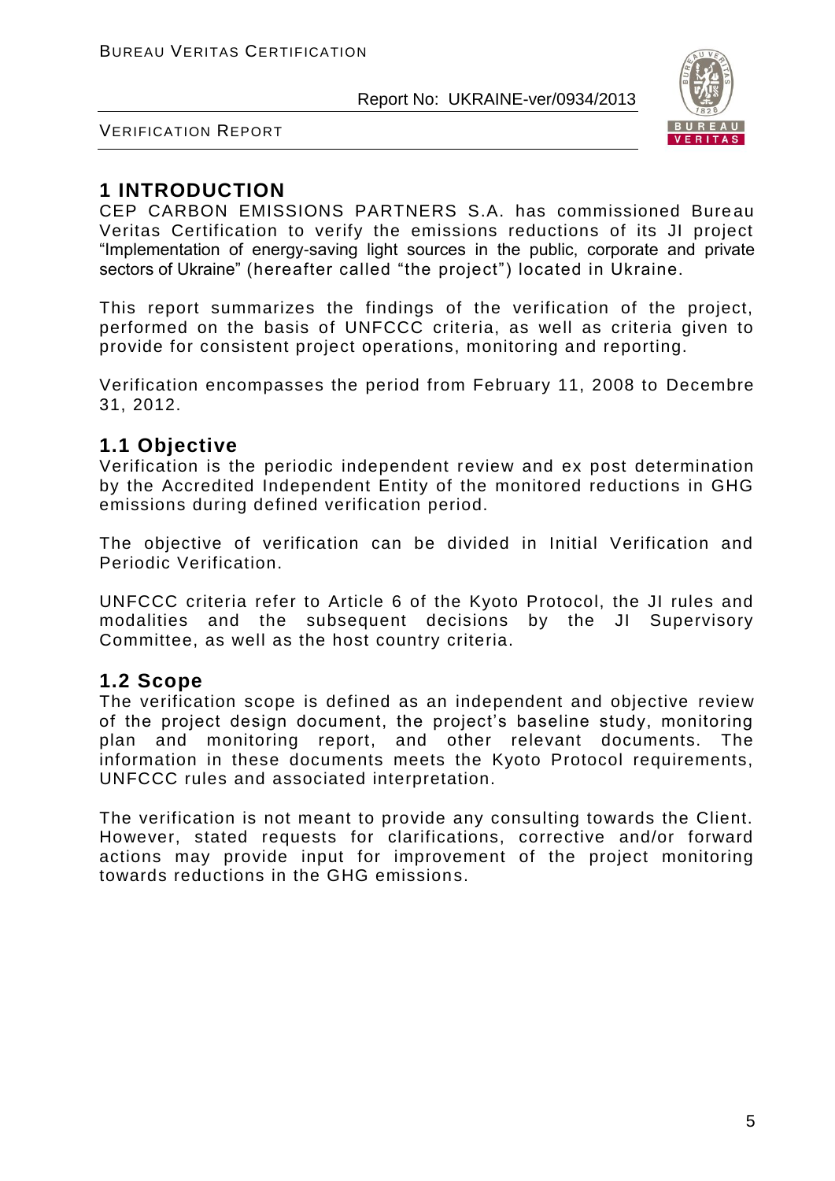# 1 INTRODUCTION

CEP CARBON EMISSIONS PARTNERS S.A. has commissioned Bureau Veritas Certification to verify the emissions reductions of its JI project "Implementation of energy-saving light sources in the public, corporate and private sectors of Ukraine" (hereafter called "the project") located in Ukraine.

This report summarizes the findings of the verification of the project, performed on the basis of UNFCCC criteria, as well as criteria given to provide for consistent project operations, monitoring and reporting.

Verification encompasses the period from February 11, 2008 to Decembre 31, 2012.

## 1.1 Objective

Verification is the periodic independent review and ex post determination by the Accredited Independent Entity of the monitored reductions in GHG emissions during defined verification period.

The objective of verification can be divided in Initial Verification and Periodic Verification.

UNFCCC criteria refer to Article 6 of the Kyoto Protocol, the JI rules and modalities and the subsequent decisions by the JI Supervisory Committee, as well as the host country criteria.

## 1.2 Scope

The verification scope is defined as an independent and objective review of the project design document, the project's baseline study, monitoring plan and monitoring report, and other relevant documents. The information in these documents meets the Kyoto Protocol requirements, UNFCCC rules and associated interpretation.

The verification is not meant to provide any consulting towards the Client. However, stated requests for clarifications, corrective and/or forward actions may provide input for improvement of the project monitoring towards reductions in the GHG emissions.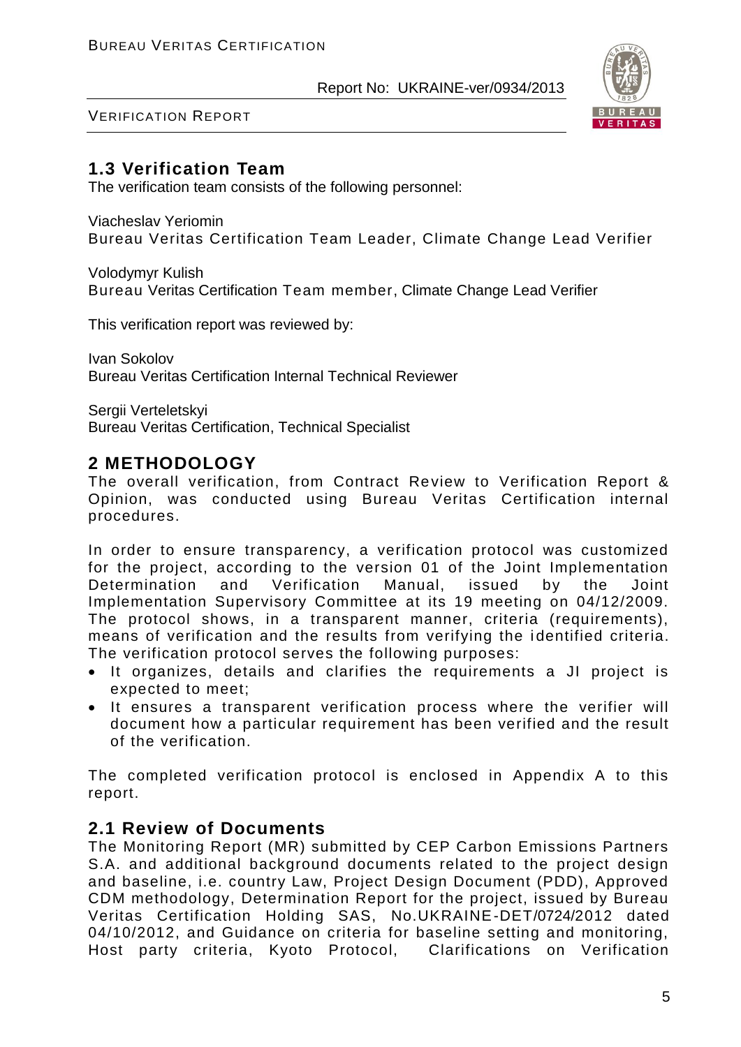## 1.3 Verification Team

The verification team consists of the following personnel:

Viacheslav Yeriomin
Bureau Veritas Certification Team Leader, Climate Change Lead Verifier

Volodymyr Kulish
Bureau Veritas Certification Team member, Climate Change Lead Verifier

This verification report was reviewed by:

Ivan Sokolov
Bureau Veritas Certification Internal Technical Reviewer

Sergii Verteletskyi
Bureau Veritas Certification, Technical Specialist

# 2 METHODOLOGY

The overall verification, from Contract Review to Verification Report & Opinion, was conducted using Bureau Veritas Certification internal procedures.

In order to ensure transparency, a verification protocol was customized for the project, according to the version 01 of the Joint Implementation Determination and Verification Manual, issued by the Joint Implementation Supervisory Committee at its 19 meeting on 04/12/2009. The protocol shows, in a transparent manner, criteria (requirements), means of verification and the results from verifying the identified criteria. The verification protocol serves the following purposes:

- It organizes, details and clarifies the requirements a JI project is expected to meet;
- It ensures a transparent verification process where the verifier will document how a particular requirement has been verified and the result of the verification.

The completed verification protocol is enclosed in Appendix A to this report.

## 2.1 Review of Documents

The Monitoring Report (MR) submitted by CEP Carbon Emissions Partners S.A. and additional background documents related to the project design and baseline, i.e. country Law, Project Design Document (PDD), Approved CDM methodology, Determination Report for the project, issued by Bureau Veritas Certification Holding SAS, No.UKRAINE-DET/0724/2012 dated 04/10/2012, and Guidance on criteria for baseline setting and monitoring, Host party criteria, Kyoto Protocol, Clarifications on Verification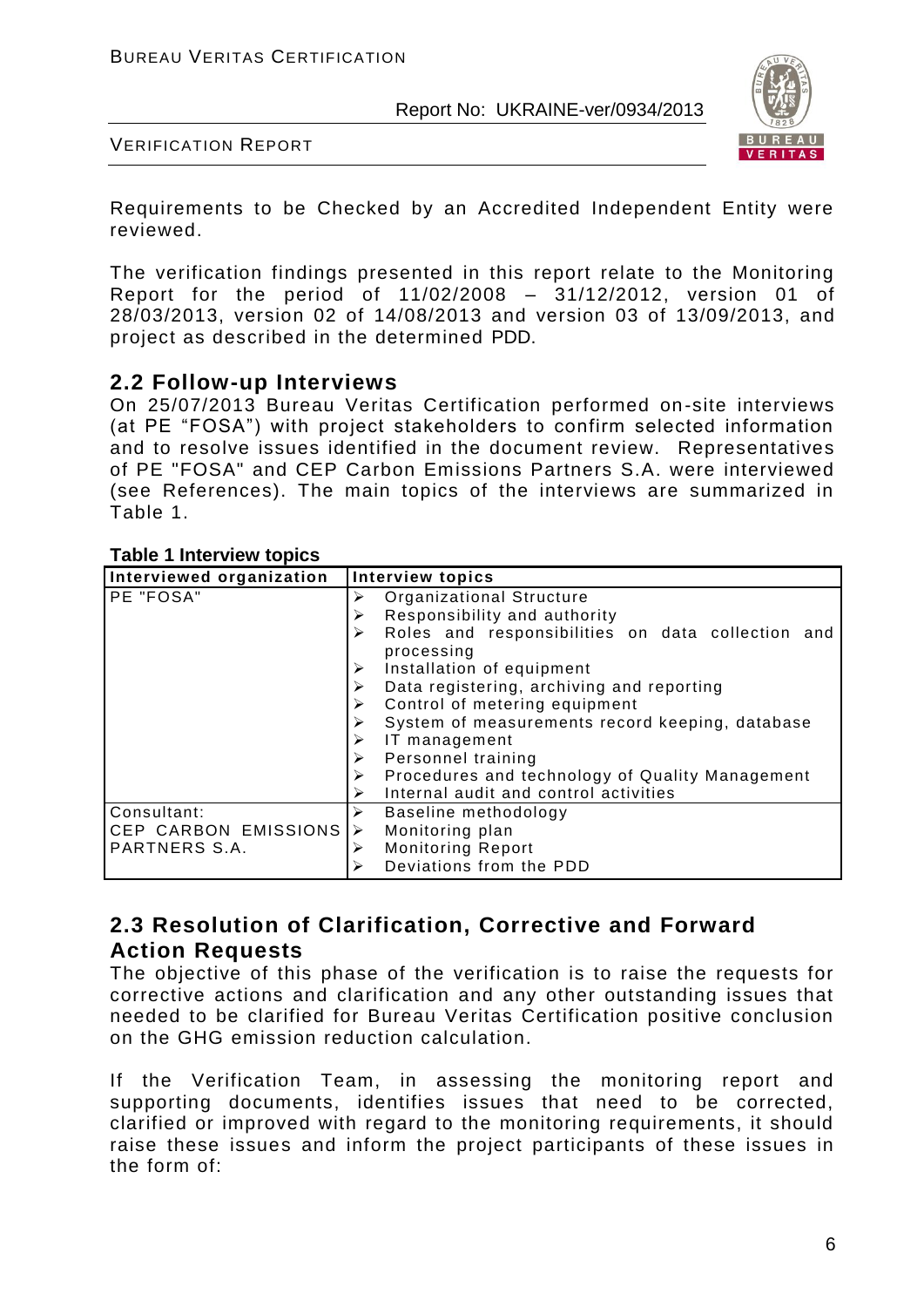Requirements to be Checked by an Accredited Independent Entity were reviewed.

The verification findings presented in this report relate to the Monitoring Report for the period of 11/02/2008 – 31/12/2012, version 01 of 28/03/2013, version 02 of 14/08/2013 and version 03 of 13/09/2013, and project as described in the determined PDD.

## 2.2 Follow-up Interviews

On 25/07/2013 Bureau Veritas Certification performed on-site interviews (at PE "FOSA") with project stakeholders to confirm selected information and to resolve issues identified in the document review. Representatives of PE "FOSA" and CEP Carbon Emissions Partners S.A. were interviewed (see References). The main topics of the interviews are summarized in Table 1.

**Table 1 Interview topics**

| Interviewed organization | Interview topics |
|---|---|
| PE "FOSA" | ➢ Organizational Structure<br>➢ Responsibility and authority<br>➢ Roles and responsibilities on data collection and processing<br>➢ Installation of equipment<br>➢ Data registering, archiving and reporting<br>➢ Control of metering equipment<br>➢ System of measurements record keeping, database<br>➢ IT management<br>➢ Personnel training<br>➢ Procedures and technology of Quality Management<br>➢ Internal audit and control activities |
| Consultant: CEP CARBON EMISSIONS PARTNERS S.A. | ➢ Baseline methodology<br>➢ Monitoring plan<br>➢ Monitoring Report<br>➢ Deviations from the PDD |

## 2.3 Resolution of Clarification, Corrective and Forward Action Requests

The objective of this phase of the verification is to raise the requests for corrective actions and clarification and any other outstanding issues that needed to be clarified for Bureau Veritas Certification positive conclusion on the GHG emission reduction calculation.

If the Verification Team, in assessing the monitoring report and supporting documents, identifies issues that need to be corrected, clarified or improved with regard to the monitoring requirements, it should raise these issues and inform the project participants of these issues in the form of: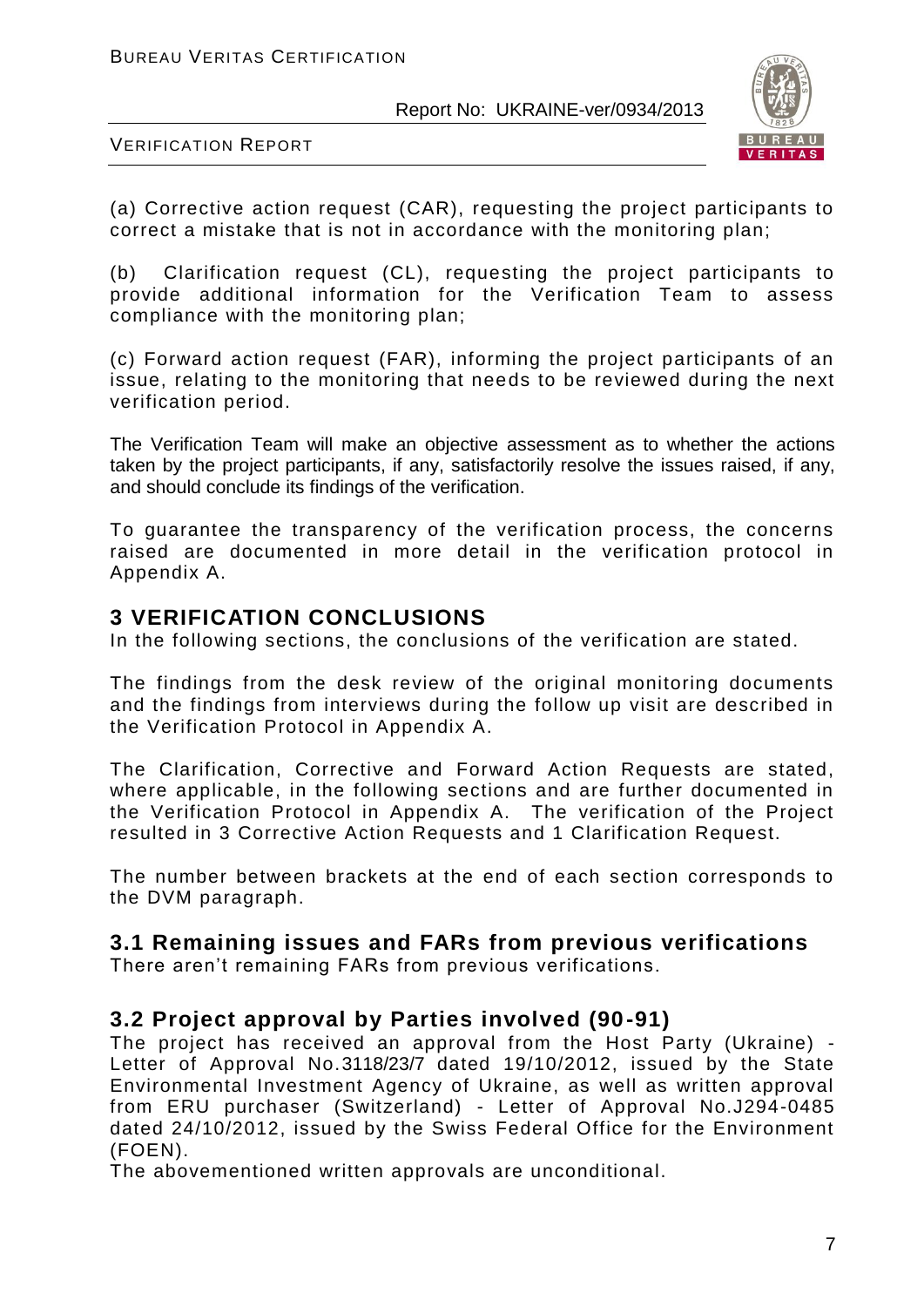(a) Corrective action request (CAR), requesting the project participants to correct a mistake that is not in accordance with the monitoring plan;

(b) Clarification request (CL), requesting the project participants to provide additional information for the Verification Team to assess compliance with the monitoring plan;

(c) Forward action request (FAR), informing the project participants of an issue, relating to the monitoring that needs to be reviewed during the next verification period.

The Verification Team will make an objective assessment as to whether the actions taken by the project participants, if any, satisfactorily resolve the issues raised, if any, and should conclude its findings of the verification.

To guarantee the transparency of the verification process, the concerns raised are documented in more detail in the verification protocol in Appendix A.

# 3 VERIFICATION CONCLUSIONS

In the following sections, the conclusions of the verification are stated.

The findings from the desk review of the original monitoring documents and the findings from interviews during the follow up visit are described in the Verification Protocol in Appendix A.

The Clarification, Corrective and Forward Action Requests are stated, where applicable, in the following sections and are further documented in the Verification Protocol in Appendix A. The verification of the Project resulted in 3 Corrective Action Requests and 1 Clarification Request.

The number between brackets at the end of each section corresponds to the DVM paragraph.

## 3.1 Remaining issues and FARs from previous verifications

There aren't remaining FARs from previous verifications.

## 3.2 Project approval by Parties involved (90-91)

The project has received an approval from the Host Party (Ukraine) - Letter of Approval No.3118/23/7 dated 19/10/2012, issued by the State Environmental Investment Agency of Ukraine, as well as written approval from ERU purchaser (Switzerland) - Letter of Approval No.J294-0485 dated 24/10/2012, issued by the Swiss Federal Office for the Environment (FOEN).

The abovementioned written approvals are unconditional.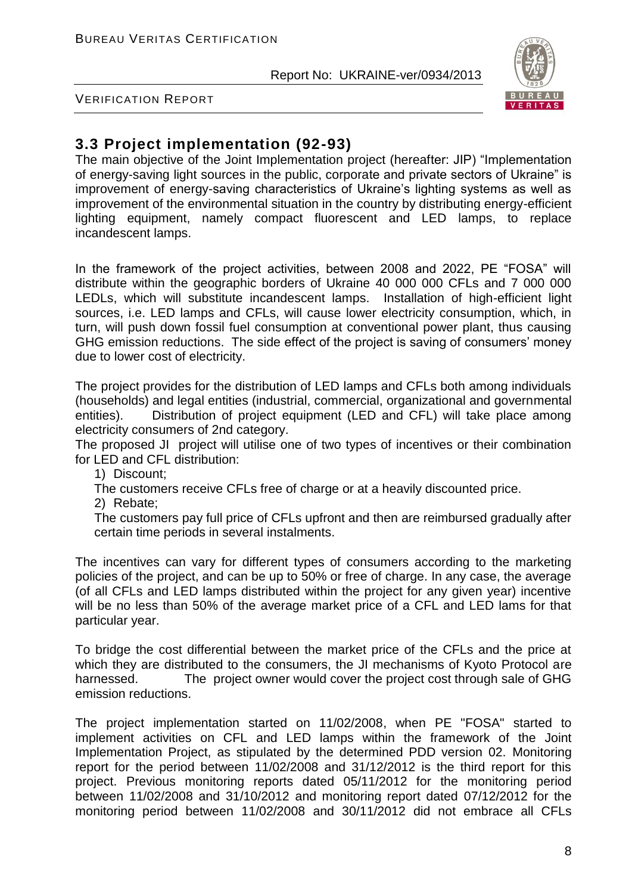## 3.3 Project implementation (92-93)

The main objective of the Joint Implementation project (hereafter: JIP) "Implementation of energy-saving light sources in the public, corporate and private sectors of Ukraine" is improvement of energy-saving characteristics of Ukraine's lighting systems as well as improvement of the environmental situation in the country by distributing energy-efficient lighting equipment, namely compact fluorescent and LED lamps, to replace incandescent lamps.

In the framework of the project activities, between 2008 and 2022, PE "FOSA" will distribute within the geographic borders of Ukraine 40 000 000 CFLs and 7 000 000 LEDLs, which will substitute incandescent lamps. Installation of high-efficient light sources, i.e. LED lamps and CFLs, will cause lower electricity consumption, which, in turn, will push down fossil fuel consumption at conventional power plant, thus causing GHG emission reductions. The side effect of the project is saving of consumers' money due to lower cost of electricity.

The project provides for the distribution of LED lamps and CFLs both among individuals (households) and legal entities (industrial, commercial, organizational and governmental entities). Distribution of project equipment (LED and CFL) will take place among electricity consumers of 2nd category.

The proposed JI project will utilise one of two types of incentives or their combination for LED and CFL distribution:

1) Discount;

The customers receive CFLs free of charge or at a heavily discounted price.

2) Rebate;

The customers pay full price of CFLs upfront and then are reimbursed gradually after certain time periods in several instalments.

The incentives can vary for different types of consumers according to the marketing policies of the project, and can be up to 50% or free of charge. In any case, the average (of all CFLs and LED lamps distributed within the project for any given year) incentive will be no less than 50% of the average market price of a CFL and LED lams for that particular year.

To bridge the cost differential between the market price of the CFLs and the price at which they are distributed to the consumers, the JI mechanisms of Kyoto Protocol are harnessed. The project owner would cover the project cost through sale of GHG emission reductions.

The project implementation started on 11/02/2008, when PE "FOSA" started to implement activities on CFL and LED lamps within the framework of the Joint Implementation Project, as stipulated by the determined PDD version 02. Monitoring report for the period between 11/02/2008 and 31/12/2012 is the third report for this project. Previous monitoring reports dated 05/11/2012 for the monitoring period between 11/02/2008 and 31/10/2012 and monitoring report dated 07/12/2012 for the monitoring period between 11/02/2008 and 30/11/2012 did not embrace all CFLs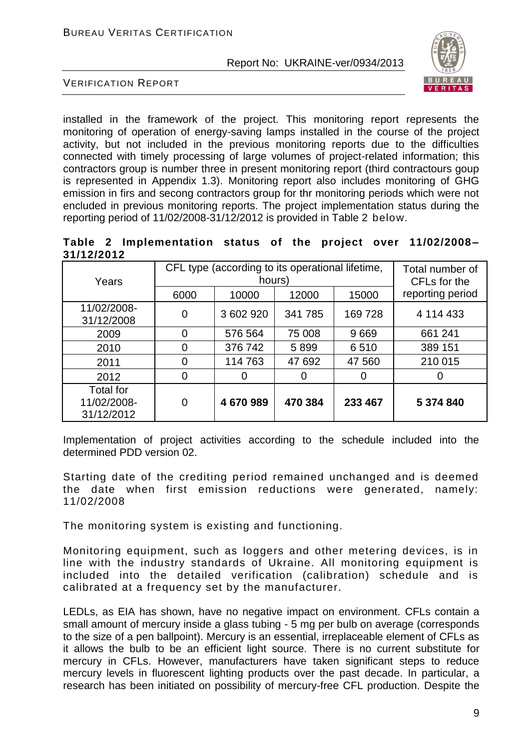installed in the framework of the project. This monitoring report represents the monitoring of operation of energy-saving lamps installed in the course of the project activity, but not included in the previous monitoring reports due to the difficulties connected with timely processing of large volumes of project-related information; this contractors group is number three in present monitoring report (third contractours goup is represented in Appendix 1.3). Monitoring report also includes monitoring of GHG emission in firs and secong contractors group for thr monitoring periods which were not encluded in previous monitoring reports. The project implementation status during the reporting period of 11/02/2008-31/12/2012 is provided in Table 2 below.

**Table 2 Implementation status of the project over 11/02/2008–31/12/2012**

| Years | CFL type (according to its operational lifetime, hours) | | | | Total number of CFLs for the reporting period |
|---|---|---|---|---|---|
| | 6000 | 10000 | 12000 | 15000 | |
| 11/02/2008-31/12/2008 | 0 | 3 602 920 | 341 785 | 169 728 | 4 114 433 |
| 2009 | 0 | 576 564 | 75 008 | 9 669 | 661 241 |
| 2010 | 0 | 376 742 | 5 899 | 6 510 | 389 151 |
| 2011 | 0 | 114 763 | 47 692 | 47 560 | 210 015 |
| 2012 | 0 | 0 | 0 | 0 | 0 |
| Total for 11/02/2008-31/12/2012 | 0 | **4 670 989** | **470 384** | **233 467** | **5 374 840** |

Implementation of project activities according to the schedule included into the determined PDD version 02.

Starting date of the crediting period remained unchanged and is deemed the date when first emission reductions were generated, namely: 11/02/2008

The monitoring system is existing and functioning.

Monitoring equipment, such as loggers and other metering devices, is in line with the industry standards of Ukraine. All monitoring equipment is included into the detailed verification (calibration) schedule and is calibrated at a frequency set by the manufacturer.

LEDLs, as EIA has shown, have no negative impact on environment. CFLs contain a small amount of mercury inside a glass tubing - 5 mg per bulb on average (corresponds to the size of a pen ballpoint). Mercury is an essential, irreplaceable element of CFLs as it allows the bulb to be an efficient light source. There is no current substitute for mercury in CFLs. However, manufacturers have taken significant steps to reduce mercury levels in fluorescent lighting products over the past decade. In particular, a research has been initiated on possibility of mercury-free CFL production. Despite the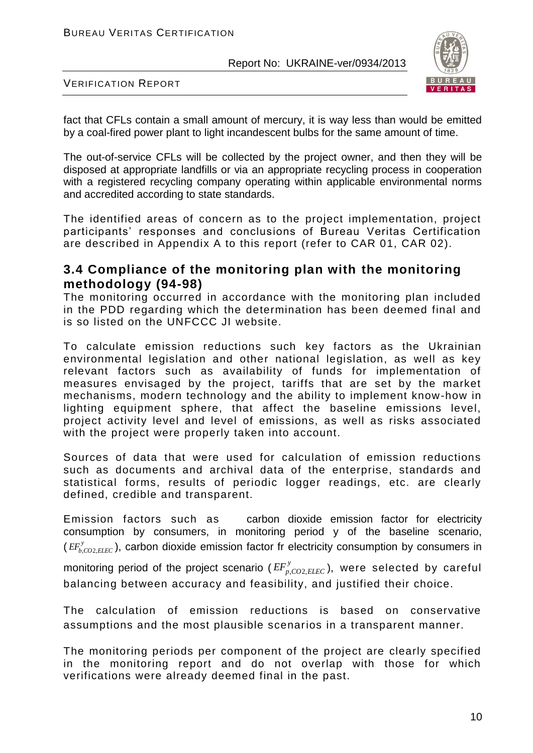fact that CFLs contain a small amount of mercury, it is way less than would be emitted by a coal-fired power plant to light incandescent bulbs for the same amount of time.

The out-of-service CFLs will be collected by the project owner, and then they will be disposed at appropriate landfills or via an appropriate recycling process in cooperation with a registered recycling company operating within applicable environmental norms and accredited according to state standards.

The identified areas of concern as to the project implementation, project participants' responses and conclusions of Bureau Veritas Certification are described in Appendix A to this report (refer to CAR 01, CAR 02).

## 3.4 Compliance of the monitoring plan with the monitoring methodology (94-98)

The monitoring occurred in accordance with the monitoring plan included in the PDD regarding which the determination has been deemed final and is so listed on the UNFCCC JI website.

To calculate emission reductions such key factors as the Ukrainian environmental legislation and other national legislation, as well as key relevant factors such as availability of funds for implementation of measures envisaged by the project, tariffs that are set by the market mechanisms, modern technology and the ability to implement know-how in lighting equipment sphere, that affect the baseline emissions level, project activity level and level of emissions, as well as risks associated with the project were properly taken into account.

Sources of data that were used for calculation of emission reductions such as documents and archival data of the enterprise, standards and statistical forms, results of periodic logger readings, etc. are clearly defined, credible and transparent.

Emission factors such as carbon dioxide emission factor for electricity consumption by consumers, in monitoring period y of the baseline scenario, ($EF^{y}_{b,CO2,ELEC}$), carbon dioxide emission factor fr electricity consumption by consumers in monitoring period of the project scenario ($EF^{y}_{p,CO2,ELEC}$), were selected by careful balancing between accuracy and feasibility, and justified their choice.

The calculation of emission reductions is based on conservative assumptions and the most plausible scenarios in a transparent manner.

The monitoring periods per component of the project are clearly specified in the monitoring report and do not overlap with those for which verifications were already deemed final in the past.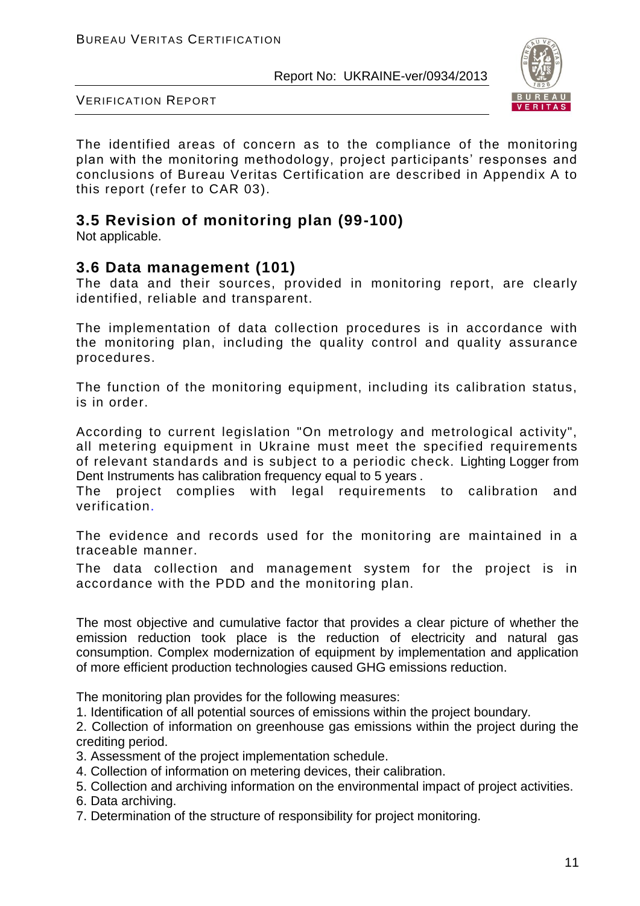The identified areas of concern as to the compliance of the monitoring plan with the monitoring methodology, project participants' responses and conclusions of Bureau Veritas Certification are described in Appendix A to this report (refer to CAR 03).

## 3.5 Revision of monitoring plan (99-100)

Not applicable.

## 3.6 Data management (101)

The data and their sources, provided in monitoring report, are clearly identified, reliable and transparent.

The implementation of data collection procedures is in accordance with the monitoring plan, including the quality control and quality assurance procedures.

The function of the monitoring equipment, including its calibration status, is in order.

According to current legislation "On metrology and metrological activity", all metering equipment in Ukraine must meet the specified requirements of relevant standards and is subject to a periodic check. Lighting Logger from Dent Instruments has calibration frequency equal to 5 years .
The project complies with legal requirements to calibration and verification.

The evidence and records used for the monitoring are maintained in a traceable manner.
The data collection and management system for the project is in accordance with the PDD and the monitoring plan.

The most objective and cumulative factor that provides a clear picture of whether the emission reduction took place is the reduction of electricity and natural gas consumption. Complex modernization of equipment by implementation and application of more efficient production technologies caused GHG emissions reduction.

The monitoring plan provides for the following measures:

1. Identification of all potential sources of emissions within the project boundary.
2. Collection of information on greenhouse gas emissions within the project during the crediting period.
3. Assessment of the project implementation schedule.
4. Collection of information on metering devices, their calibration.
5. Collection and archiving information on the environmental impact of project activities.
6. Data archiving.
7. Determination of the structure of responsibility for project monitoring.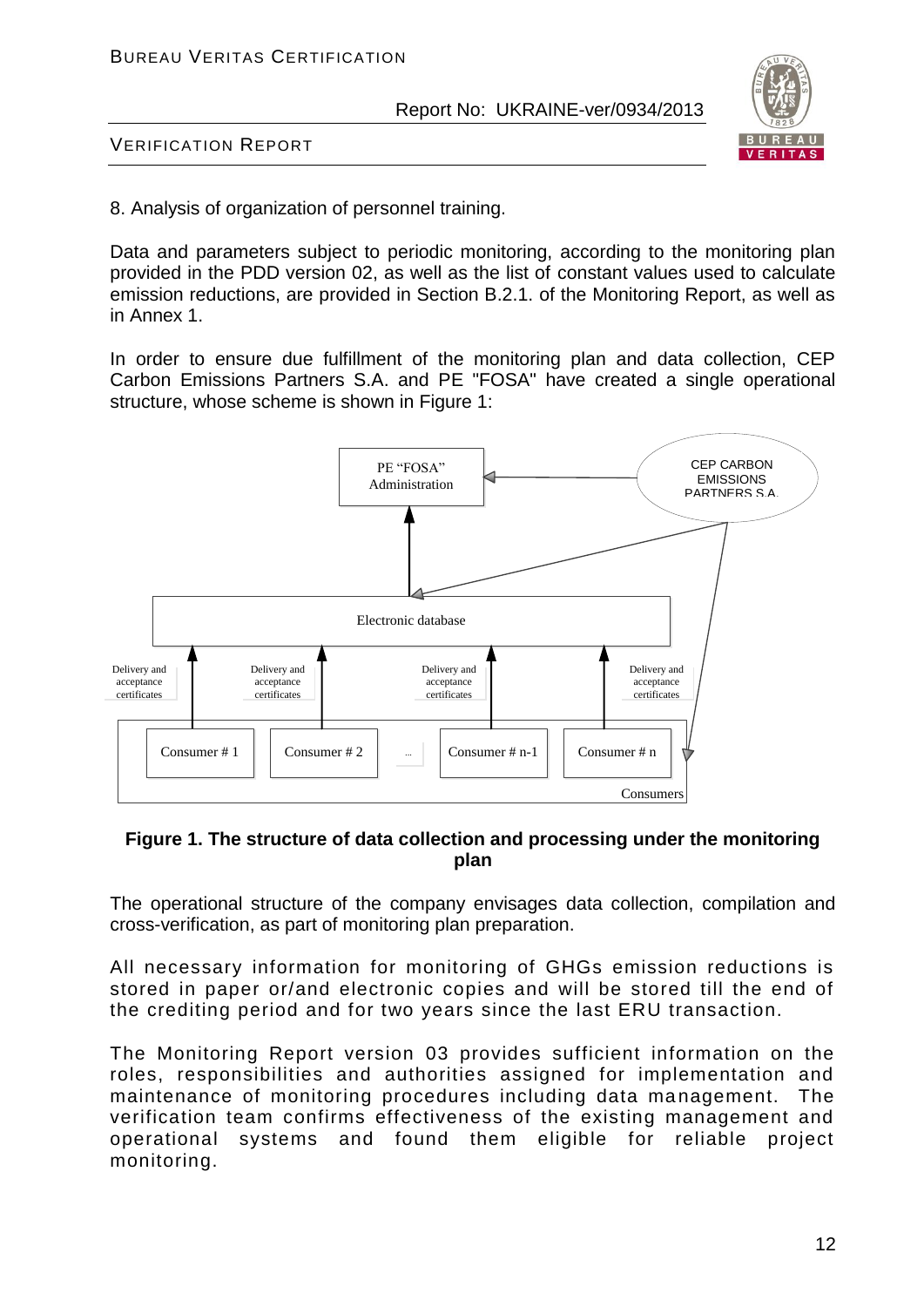8. Analysis of organization of personnel training.

Data and parameters subject to periodic monitoring, according to the monitoring plan provided in the PDD version 02, as well as the list of constant values used to calculate emission reductions, are provided in Section B.2.1. of the Monitoring Report, as well as in Annex 1.

In order to ensure due fulfillment of the monitoring plan and data collection, CEP Carbon Emissions Partners S.A. and PE "FOSA" have created a single operational structure, whose scheme is shown in Figure 1:

PE "FOSA" Administration

CEP CARBON EMISSIONS PARTNERS S.A.

Electronic database

Delivery and acceptance certificates

Consumer # 1 | Consumer # 2 | ... | Consumer # n-1 | Consumer # n

Consumers

**Figure 1. The structure of data collection and processing under the monitoring plan**

The operational structure of the company envisages data collection, compilation and cross-verification, as part of monitoring plan preparation.

All necessary information for monitoring of GHGs emission reductions is stored in paper or/and electronic copies and will be stored till the end of the crediting period and for two years since the last ERU transaction.

The Monitoring Report version 03 provides sufficient information on the roles, responsibilities and authorities assigned for implementation and maintenance of monitoring procedures including data management. The verification team confirms effectiveness of the existing management and operational systems and found them eligible for reliable project monitoring.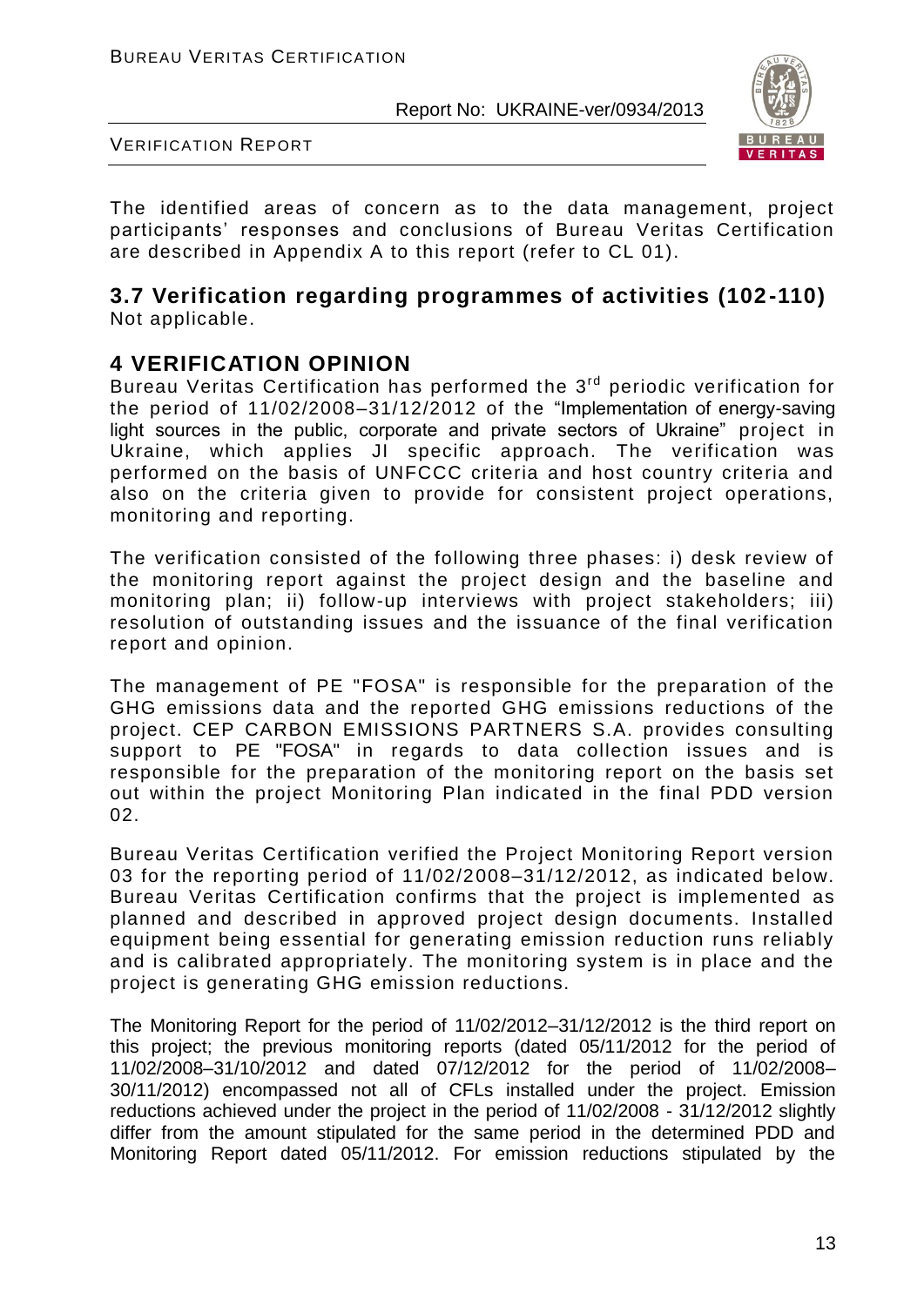The identified areas of concern as to the data management, project participants' responses and conclusions of Bureau Veritas Certification are described in Appendix A to this report (refer to CL 01).

## 3.7 Verification regarding programmes of activities (102-110)

Not applicable.

# 4 VERIFICATION OPINION

Bureau Veritas Certification has performed the 3rd periodic verification for the period of 11/02/2008–31/12/2012 of the "Implementation of energy-saving light sources in the public, corporate and private sectors of Ukraine" project in Ukraine, which applies JI specific approach. The verification was performed on the basis of UNFCCC criteria and host country criteria and also on the criteria given to provide for consistent project operations, monitoring and reporting.

The verification consisted of the following three phases: i) desk review of the monitoring report against the project design and the baseline and monitoring plan; ii) follow-up interviews with project stakeholders; iii) resolution of outstanding issues and the issuance of the final verification report and opinion.

The management of PE "FOSA" is responsible for the preparation of the GHG emissions data and the reported GHG emissions reductions of the project. CEP CARBON EMISSIONS PARTNERS S.A. provides consulting support to PE "FOSA" in regards to data collection issues and is responsible for the preparation of the monitoring report on the basis set out within the project Monitoring Plan indicated in the final PDD version 02.

Bureau Veritas Certification verified the Project Monitoring Report version 03 for the reporting period of 11/02/2008–31/12/2012, as indicated below. Bureau Veritas Certification confirms that the project is implemented as planned and described in approved project design documents. Installed equipment being essential for generating emission reduction runs reliably and is calibrated appropriately. The monitoring system is in place and the project is generating GHG emission reductions.

The Monitoring Report for the period of 11/02/2012–31/12/2012 is the third report on this project; the previous monitoring reports (dated 05/11/2012 for the period of 11/02/2008–31/10/2012 and dated 07/12/2012 for the period of 11/02/2008–30/11/2012) encompassed not all of CFLs installed under the project. Emission reductions achieved under the project in the period of 11/02/2008 - 31/12/2012 slightly differ from the amount stipulated for the same period in the determined PDD and Monitoring Report dated 05/11/2012. For emission reductions stipulated by the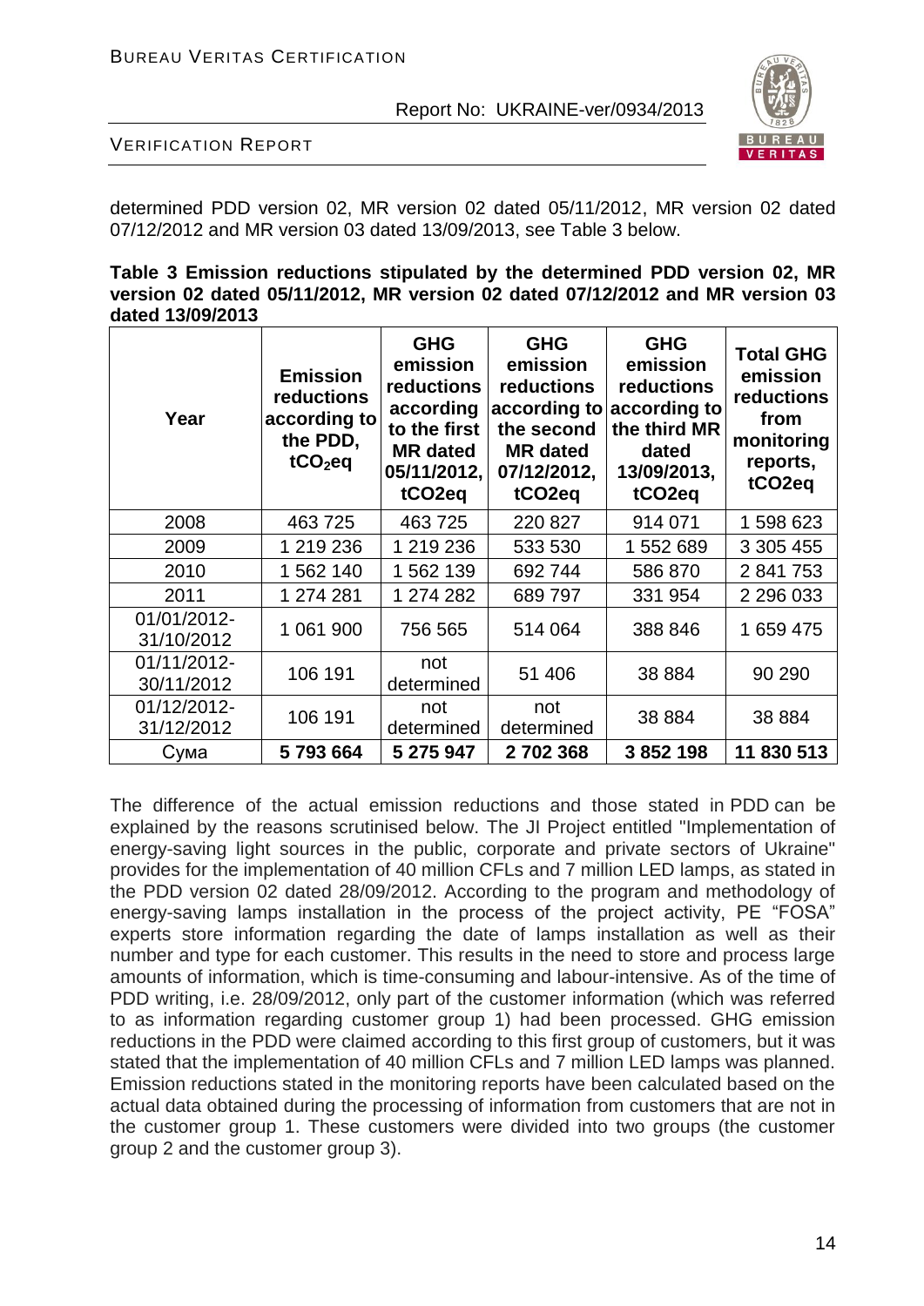determined PDD version 02, MR version 02 dated 05/11/2012, MR version 02 dated 07/12/2012 and MR version 03 dated 13/09/2013, see Table 3 below.

**Table 3 Emission reductions stipulated by the determined PDD version 02, MR version 02 dated 05/11/2012, MR version 02 dated 07/12/2012 and MR version 03 dated 13/09/2013**

| Year | Emission reductions according to the PDD, $tCO_2eq$ | GHG emission reductions according to the first MR dated 05/11/2012, tCO2eq | GHG emission reductions according to the second MR dated 07/12/2012, tCO2eq | GHG emission reductions according to the third MR dated 13/09/2013, tCO2eq | Total GHG emission reductions from monitoring reports, tCO2eq |
|---|---|---|---|---|---|
| 2008 | 463 725 | 463 725 | 220 827 | 914 071 | 1 598 623 |
| 2009 | 1 219 236 | 1 219 236 | 533 530 | 1 552 689 | 3 305 455 |
| 2010 | 1 562 140 | 1 562 139 | 692 744 | 586 870 | 2 841 753 |
| 2011 | 1 274 281 | 1 274 282 | 689 797 | 331 954 | 2 296 033 |
| 01/01/2012-31/10/2012 | 1 061 900 | 756 565 | 514 064 | 388 846 | 1 659 475 |
| 01/11/2012-30/11/2012 | 106 191 | not determined | 51 406 | 38 884 | 90 290 |
| 01/12/2012-31/12/2012 | 106 191 | not determined | not determined | 38 884 | 38 884 |
| Сума | **5 793 664** | **5 275 947** | **2 702 368** | **3 852 198** | **11 830 513** |

The difference of the actual emission reductions and those stated in PDD can be explained by the reasons scrutinised below. The JI Project entitled "Implementation of energy-saving light sources in the public, corporate and private sectors of Ukraine" provides for the implementation of 40 million CFLs and 7 million LED lamps, as stated in the PDD version 02 dated 28/09/2012. According to the program and methodology of energy-saving lamps installation in the process of the project activity, PE "FOSA" experts store information regarding the date of lamps installation as well as their number and type for each customer. This results in the need to store and process large amounts of information, which is time-consuming and labour-intensive. As of the time of PDD writing, i.e. 28/09/2012, only part of the customer information (which was referred to as information regarding customer group 1) had been processed. GHG emission reductions in the PDD were claimed according to this first group of customers, but it was stated that the implementation of 40 million CFLs and 7 million LED lamps was planned. Emission reductions stated in the monitoring reports have been calculated based on the actual data obtained during the processing of information from customers that are not in the customer group 1. These customers were divided into two groups (the customer group 2 and the customer group 3).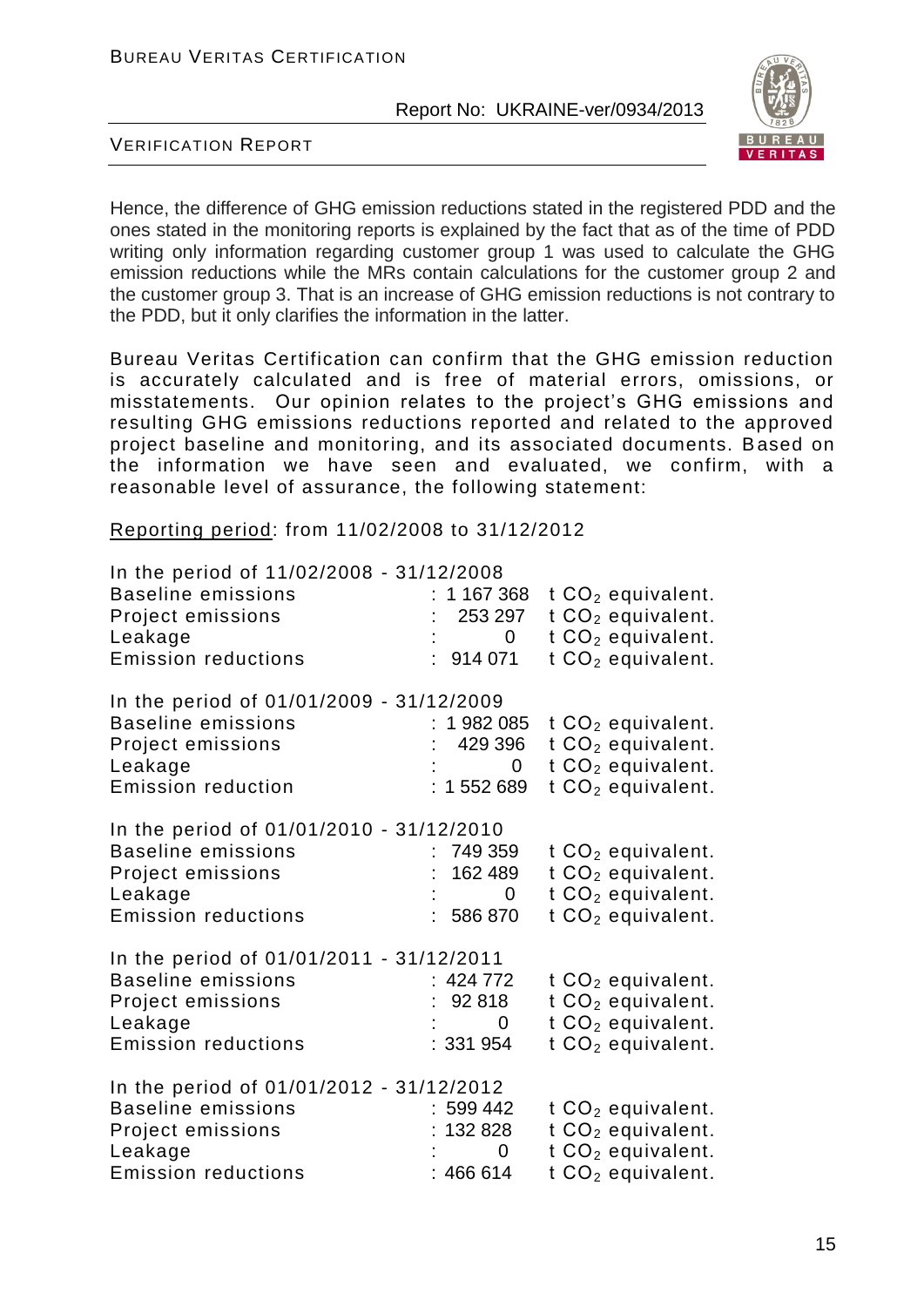Hence, the difference of GHG emission reductions stated in the registered PDD and the ones stated in the monitoring reports is explained by the fact that as of the time of PDD writing only information regarding customer group 1 was used to calculate the GHG emission reductions while the MRs contain calculations for the customer group 2 and the customer group 3. That is an increase of GHG emission reductions is not contrary to the PDD, but it only clarifies the information in the latter.

Bureau Veritas Certification can confirm that the GHG emission reduction is accurately calculated and is free of material errors, omissions, or misstatements. Our opinion relates to the project's GHG emissions and resulting GHG emissions reductions reported and related to the approved project baseline and monitoring, and its associated documents. Based on the information we have seen and evaluated, we confirm, with a reasonable level of assurance, the following statement:

Reporting period: from 11/02/2008 to 31/12/2012

In the period of 11/02/2008 - 31/12/2008

| | | |
|---|---|---|
| Baseline emissions | : 1 167 368 | t $CO_2$ equivalent. |
| Project emissions | : 253 297 | t $CO_2$ equivalent. |
| Leakage | : 0 | t $CO_2$ equivalent. |
| Emission reductions | : 914 071 | t $CO_2$ equivalent. |

In the period of 01/01/2009 - 31/12/2009

| | | |
|---|---|---|
| Baseline emissions | : 1 982 085 | t $CO_2$ equivalent. |
| Project emissions | : 429 396 | t $CO_2$ equivalent. |
| Leakage | : 0 | t $CO_2$ equivalent. |
| Emission reduction | : 1 552 689 | t $CO_2$ equivalent. |

In the period of 01/01/2010 - 31/12/2010

| | | |
|---|---|---|
| Baseline emissions | : 749 359 | t $CO_2$ equivalent. |
| Project emissions | : 162 489 | t $CO_2$ equivalent. |
| Leakage | : 0 | t $CO_2$ equivalent. |
| Emission reductions | : 586 870 | t $CO_2$ equivalent. |

In the period of 01/01/2011 - 31/12/2011

| | | |
|---|---|---|
| Baseline emissions | : 424 772 | t $CO_2$ equivalent. |
| Project emissions | : 92 818 | t $CO_2$ equivalent. |
| Leakage | : 0 | t $CO_2$ equivalent. |
| Emission reductions | : 331 954 | t $CO_2$ equivalent. |

In the period of 01/01/2012 - 31/12/2012

| | | |
|---|---|---|
| Baseline emissions | : 599 442 | t $CO_2$ equivalent. |
| Project emissions | : 132 828 | t $CO_2$ equivalent. |
| Leakage | : 0 | t $CO_2$ equivalent. |
| Emission reductions | : 466 614 | t $CO_2$ equivalent. |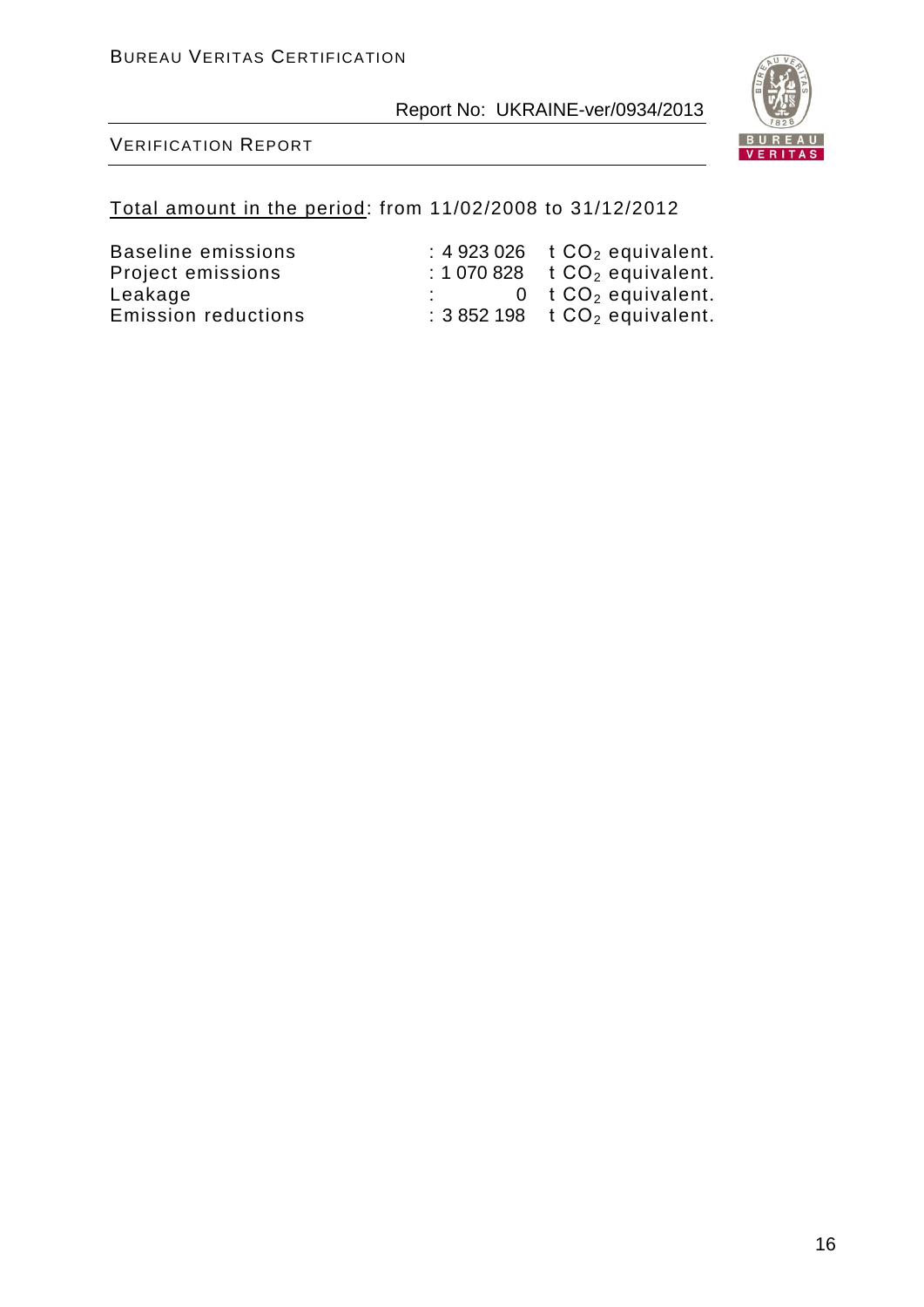<u>Total amount in the period</u>: from 11/02/2008 to 31/12/2012

| | | |
|---|---|---|
| Baseline emissions | : 4 923 026 | t $CO_2$ equivalent. |
| Project emissions | : 1 070 828 | t $CO_2$ equivalent. |
| Leakage | : 0 | t $CO_2$ equivalent. |
| Emission reductions | : 3 852 198 | t $CO_2$ equivalent. |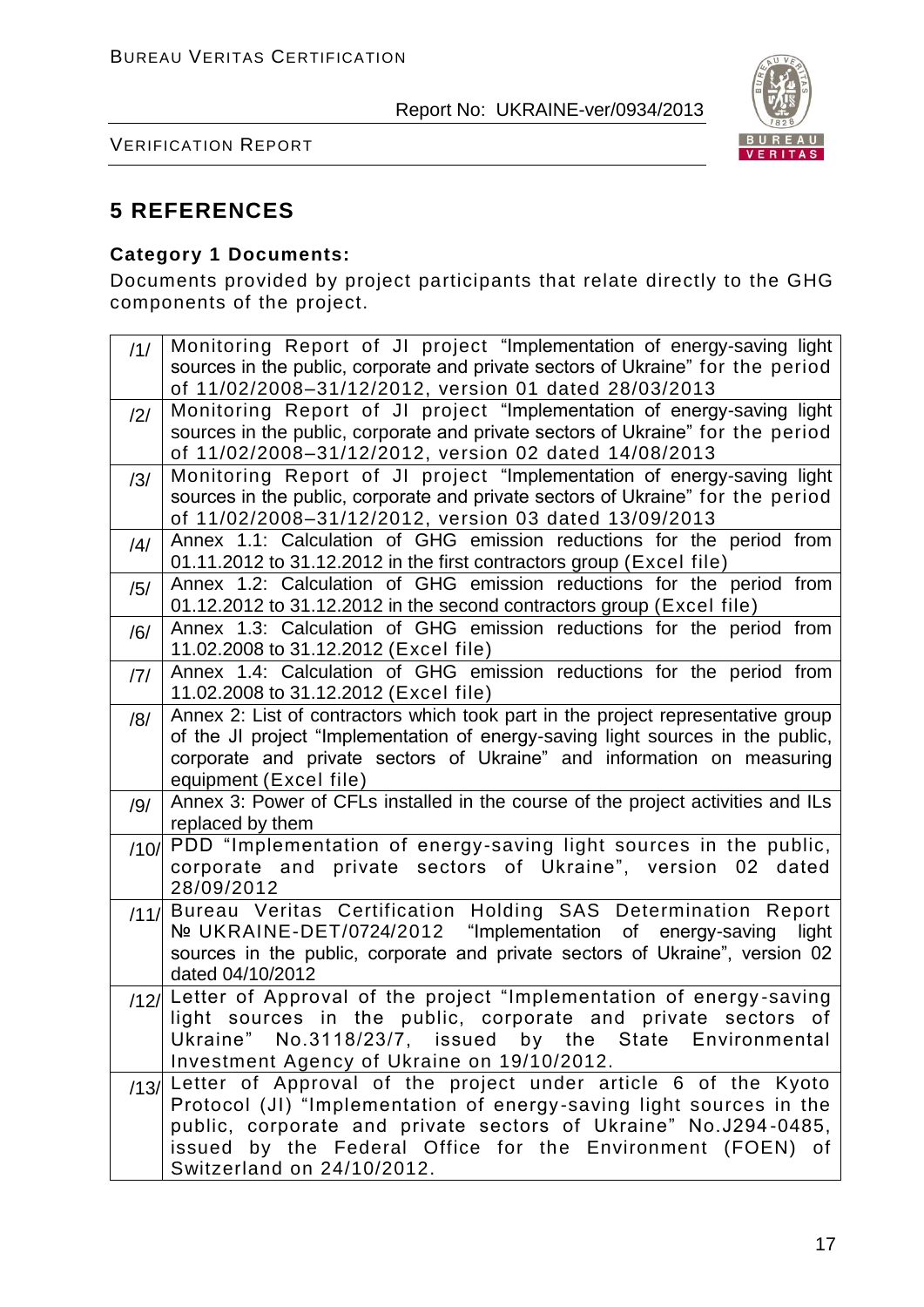# 5 REFERENCES

**Category 1 Documents:**

Documents provided by project participants that relate directly to the GHG components of the project.

| | |
|---|---|
| /1/ | Monitoring Report of JI project "Implementation of energy-saving light sources in the public, corporate and private sectors of Ukraine" for the period of 11/02/2008–31/12/2012, version 01 dated 28/03/2013 |
| /2/ | Monitoring Report of JI project "Implementation of energy-saving light sources in the public, corporate and private sectors of Ukraine" for the period of 11/02/2008–31/12/2012, version 02 dated 14/08/2013 |
| /3/ | Monitoring Report of JI project "Implementation of energy-saving light sources in the public, corporate and private sectors of Ukraine" for the period of 11/02/2008–31/12/2012, version 03 dated 13/09/2013 |
| /4/ | Annex 1.1: Calculation of GHG emission reductions for the period from 01.11.2012 to 31.12.2012 in the first contractors group (Excel file) |
| /5/ | Annex 1.2: Calculation of GHG emission reductions for the period from 01.12.2012 to 31.12.2012 in the second contractors group (Excel file) |
| /6/ | Annex 1.3: Calculation of GHG emission reductions for the period from 11.02.2008 to 31.12.2012 (Excel file) |
| /7/ | Annex 1.4: Calculation of GHG emission reductions for the period from 11.02.2008 to 31.12.2012 (Excel file) |
| /8/ | Annex 2: List of contractors which took part in the project representative group of the JI project "Implementation of energy-saving light sources in the public, corporate and private sectors of Ukraine" and information on measuring equipment (Excel file) |
| /9/ | Annex 3: Power of CFLs installed in the course of the project activities and ILs replaced by them |
| /10/ | PDD "Implementation of energy-saving light sources in the public, corporate and private sectors of Ukraine", version 02 dated 28/09/2012 |
| /11/ | Bureau Veritas Certification Holding SAS Determination Report № UKRAINE-DET/0724/2012 "Implementation of energy-saving light sources in the public, corporate and private sectors of Ukraine", version 02 dated 04/10/2012 |
| /12/ | Letter of Approval of the project "Implementation of energy-saving light sources in the public, corporate and private sectors of Ukraine" No.3118/23/7, issued by the State Environmental Investment Agency of Ukraine on 19/10/2012. |
| /13/ | Letter of Approval of the project under article 6 of the Kyoto Protocol (JI) "Implementation of energy-saving light sources in the public, corporate and private sectors of Ukraine" No.J294-0485, issued by the Federal Office for the Environment (FOEN) of Switzerland on 24/10/2012. |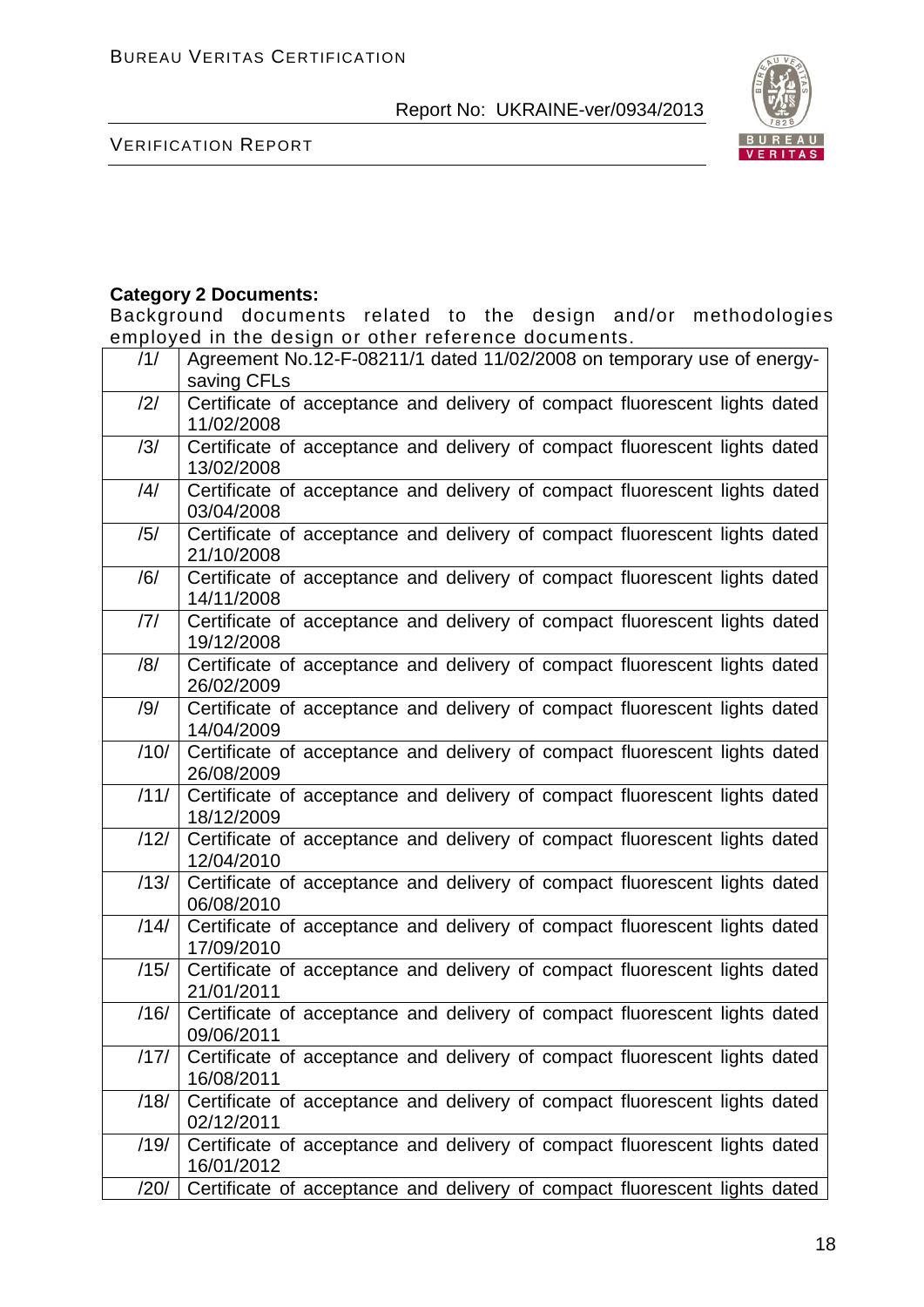**Category 2 Documents:**

Background documents related to the design and/or methodologies employed in the design or other reference documents.

| | |
|---|---|
| /1/ | Agreement No.12-F-08211/1 dated 11/02/2008 on temporary use of energy-saving CFLs |
| /2/ | Certificate of acceptance and delivery of compact fluorescent lights dated 11/02/2008 |
| /3/ | Certificate of acceptance and delivery of compact fluorescent lights dated 13/02/2008 |
| /4/ | Certificate of acceptance and delivery of compact fluorescent lights dated 03/04/2008 |
| /5/ | Certificate of acceptance and delivery of compact fluorescent lights dated 21/10/2008 |
| /6/ | Certificate of acceptance and delivery of compact fluorescent lights dated 14/11/2008 |
| /7/ | Certificate of acceptance and delivery of compact fluorescent lights dated 19/12/2008 |
| /8/ | Certificate of acceptance and delivery of compact fluorescent lights dated 26/02/2009 |
| /9/ | Certificate of acceptance and delivery of compact fluorescent lights dated 14/04/2009 |
| /10/ | Certificate of acceptance and delivery of compact fluorescent lights dated 26/08/2009 |
| /11/ | Certificate of acceptance and delivery of compact fluorescent lights dated 18/12/2009 |
| /12/ | Certificate of acceptance and delivery of compact fluorescent lights dated 12/04/2010 |
| /13/ | Certificate of acceptance and delivery of compact fluorescent lights dated 06/08/2010 |
| /14/ | Certificate of acceptance and delivery of compact fluorescent lights dated 17/09/2010 |
| /15/ | Certificate of acceptance and delivery of compact fluorescent lights dated 21/01/2011 |
| /16/ | Certificate of acceptance and delivery of compact fluorescent lights dated 09/06/2011 |
| /17/ | Certificate of acceptance and delivery of compact fluorescent lights dated 16/08/2011 |
| /18/ | Certificate of acceptance and delivery of compact fluorescent lights dated 02/12/2011 |
| /19/ | Certificate of acceptance and delivery of compact fluorescent lights dated 16/01/2012 |
| /20/ | Certificate of acceptance and delivery of compact fluorescent lights dated |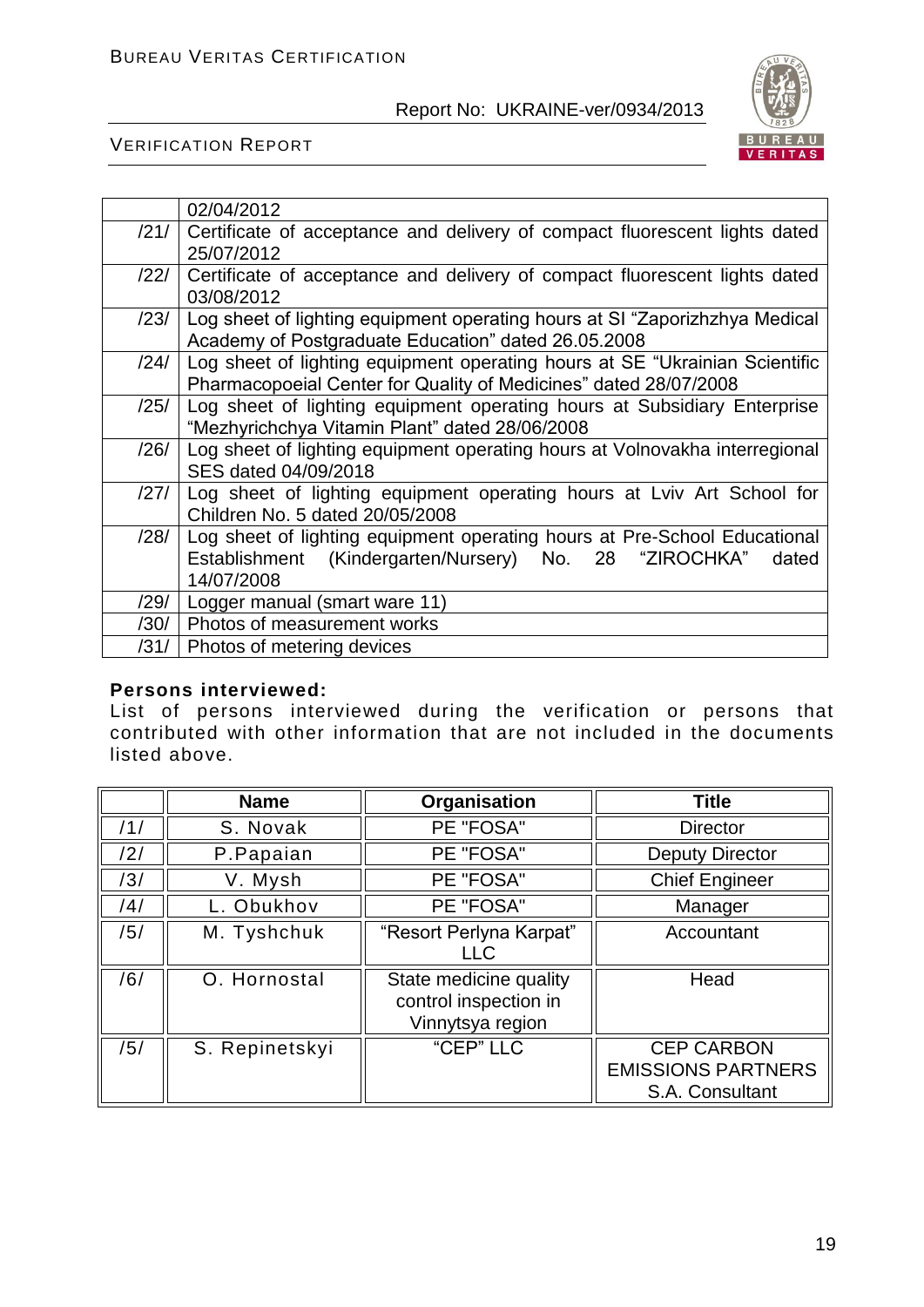| | |
|---|---|
| | 02/04/2012 |
| /21/ | Certificate of acceptance and delivery of compact fluorescent lights dated 25/07/2012 |
| /22/ | Certificate of acceptance and delivery of compact fluorescent lights dated 03/08/2012 |
| /23/ | Log sheet of lighting equipment operating hours at SI "Zaporizhzhya Medical Academy of Postgraduate Education" dated 26.05.2008 |
| /24/ | Log sheet of lighting equipment operating hours at SE "Ukrainian Scientific Pharmacopoeial Center for Quality of Medicines" dated 28/07/2008 |
| /25/ | Log sheet of lighting equipment operating hours at Subsidiary Enterprise "Mezhyrichchya Vitamin Plant" dated 28/06/2008 |
| /26/ | Log sheet of lighting equipment operating hours at Volnovakha interregional SES dated 04/09/2018 |
| /27/ | Log sheet of lighting equipment operating hours at Lviv Art School for Children No. 5 dated 20/05/2008 |
| /28/ | Log sheet of lighting equipment operating hours at Pre-School Educational Establishment (Kindergarten/Nursery) No. 28 "ZIROCHKA" dated 14/07/2008 |
| /29/ | Logger manual (smart ware 11) |
| /30/ | Photos of measurement works |
| /31/ | Photos of metering devices |

**Persons interviewed:**

List of persons interviewed during the verification or persons that contributed with other information that are not included in the documents listed above.

| | Name | Organisation | Title |
|---|---|---|---|
| /1/ | S. Novak | PE "FOSA" | Director |
| /2/ | P.Papaian | PE "FOSA" | Deputy Director |
| /3/ | V. Mysh | PE "FOSA" | Chief Engineer |
| /4/ | L. Obukhov | PE "FOSA" | Manager |
| /5/ | M. Tyshchuk | "Resort Perlyna Karpat" LLC | Accountant |
| /6/ | O. Hornostal | State medicine quality control inspection in Vinnytsya region | Head |
| /5/ | S. Repinetskyi | "CEP" LLC | CEP CARBON EMISSIONS PARTNERS S.A. Consultant |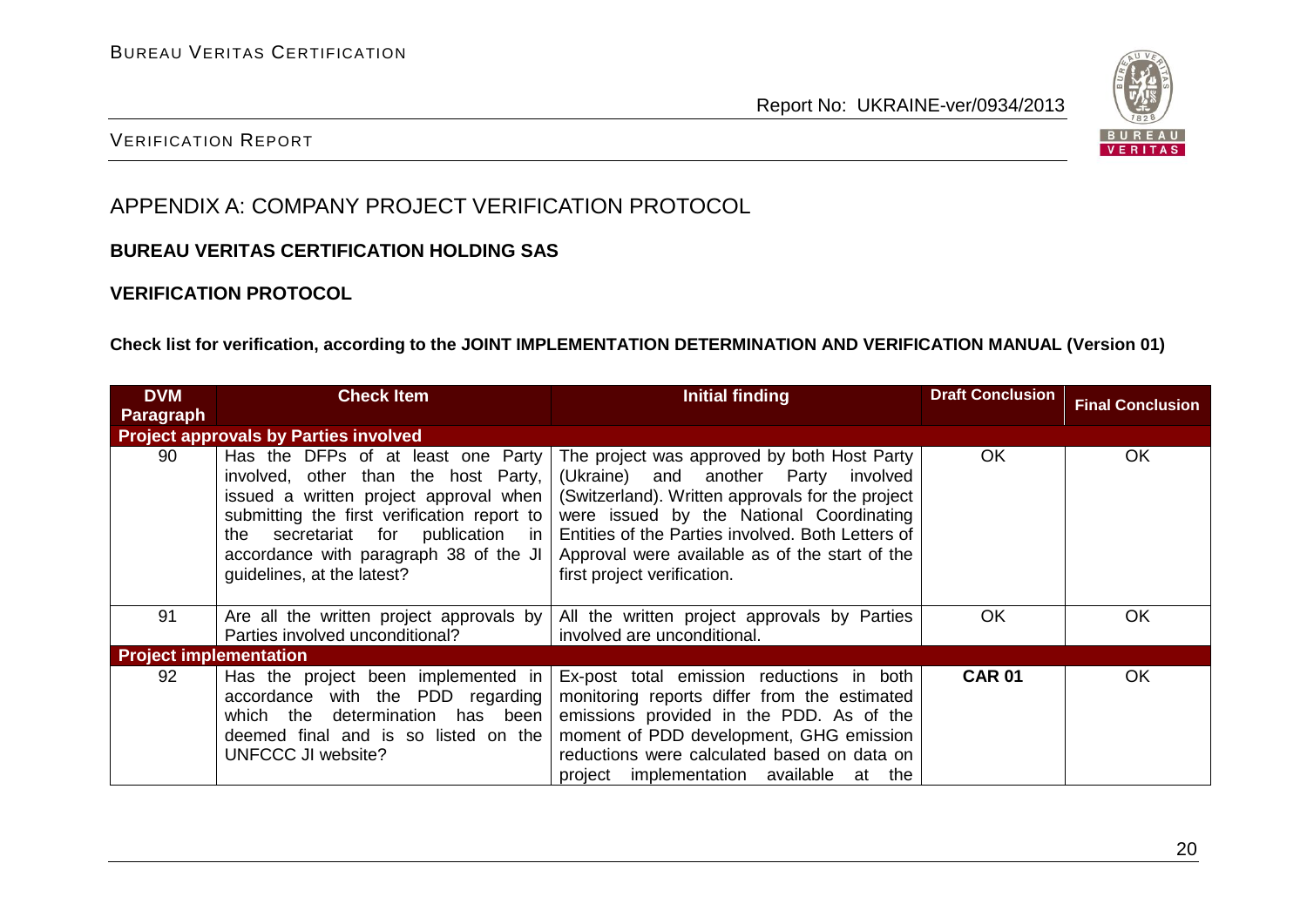## APPENDIX A: COMPANY PROJECT VERIFICATION PROTOCOL

**BUREAU VERITAS CERTIFICATION HOLDING SAS**

**VERIFICATION PROTOCOL**

**Check list for verification, according to the JOINT IMPLEMENTATION DETERMINATION AND VERIFICATION MANUAL (Version 01)**

| DVM Paragraph | Check Item | Initial finding | Draft Conclusion | Final Conclusion |
|---|---|---|---|---|
| **Project approvals by Parties involved** | | | | |
| 90 | Has the DFPs of at least one Party involved, other than the host Party, issued a written project approval when submitting the first verification report to the secretariat for publication in accordance with paragraph 38 of the JI guidelines, at the latest? | The project was approved by both Host Party (Ukraine) and another Party involved (Switzerland). Written approvals for the project were issued by the National Coordinating Entities of the Parties involved. Both Letters of Approval were available as of the start of the first project verification. | OK | OK |
| 91 | Are all the written project approvals by Parties involved unconditional? | All the written project approvals by Parties involved are unconditional. | OK | OK |
| **Project implementation** | | | | |
| 92 | Has the project been implemented in accordance with the PDD regarding which the determination has been deemed final and is so listed on the UNFCCC JI website? | Ex-post total emission reductions in both monitoring reports differ from the estimated emissions provided in the PDD. As of the moment of PDD development, GHG emission reductions were calculated based on data on project implementation available at the | **CAR 01** | OK |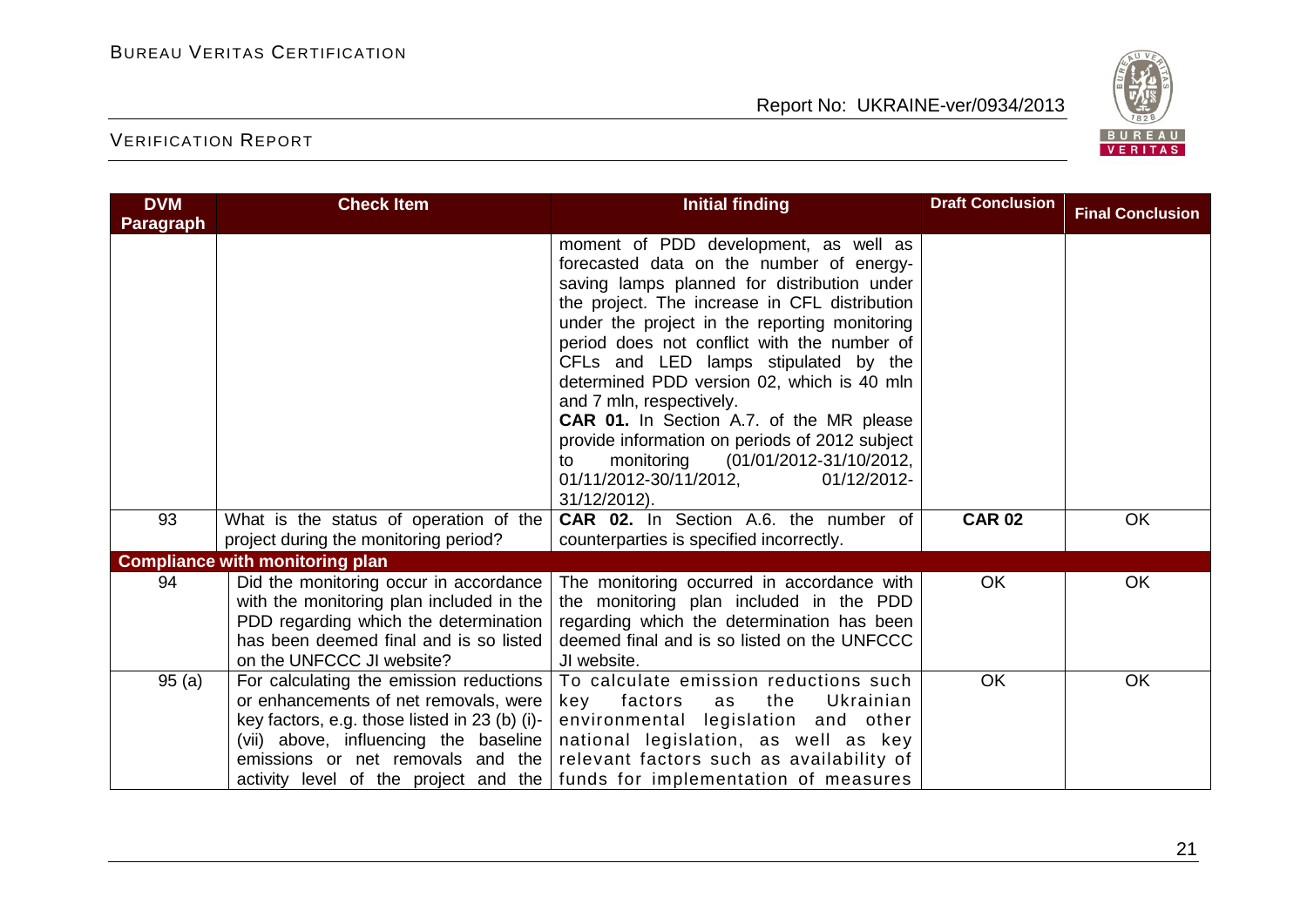| DVM Paragraph | Check Item | Initial finding | Draft Conclusion | Final Conclusion |
|---|---|---|---|---|
| | | moment of PDD development, as well as forecasted data on the number of energy-saving lamps planned for distribution under the project. The increase in CFL distribution under the project in the reporting monitoring period does not conflict with the number of CFLs and LED lamps stipulated by the determined PDD version 02, which is 40 mln and 7 mln, respectively.<br>**CAR 01.** In Section A.7. of the MR please provide information on periods of 2012 subject to monitoring (01/01/2012-31/10/2012, 01/11/2012-30/11/2012, 01/12/2012-31/12/2012). | | |
| 93 | What is the status of operation of the project during the monitoring period? | **CAR 02.** In Section A.6. the number of counterparties is specified incorrectly. | **CAR 02** | OK |
| **Compliance with monitoring plan** | | | | |
| 94 | Did the monitoring occur in accordance with the monitoring plan included in the PDD regarding which the determination has been deemed final and is so listed on the UNFCCC JI website? | The monitoring occurred in accordance with the monitoring plan included in the PDD regarding which the determination has been deemed final and is so listed on the UNFCCC JI website. | OK | OK |
| 95 (a) | For calculating the emission reductions or enhancements of net removals, were key factors, e.g. those listed in 23 (b) (i)-(vii) above, influencing the baseline emissions or net removals and the activity level of the project and the | To calculate emission reductions such key factors as the Ukrainian environmental legislation and other national legislation, as well as key relevant factors such as availability of funds for implementation of measures | OK | OK |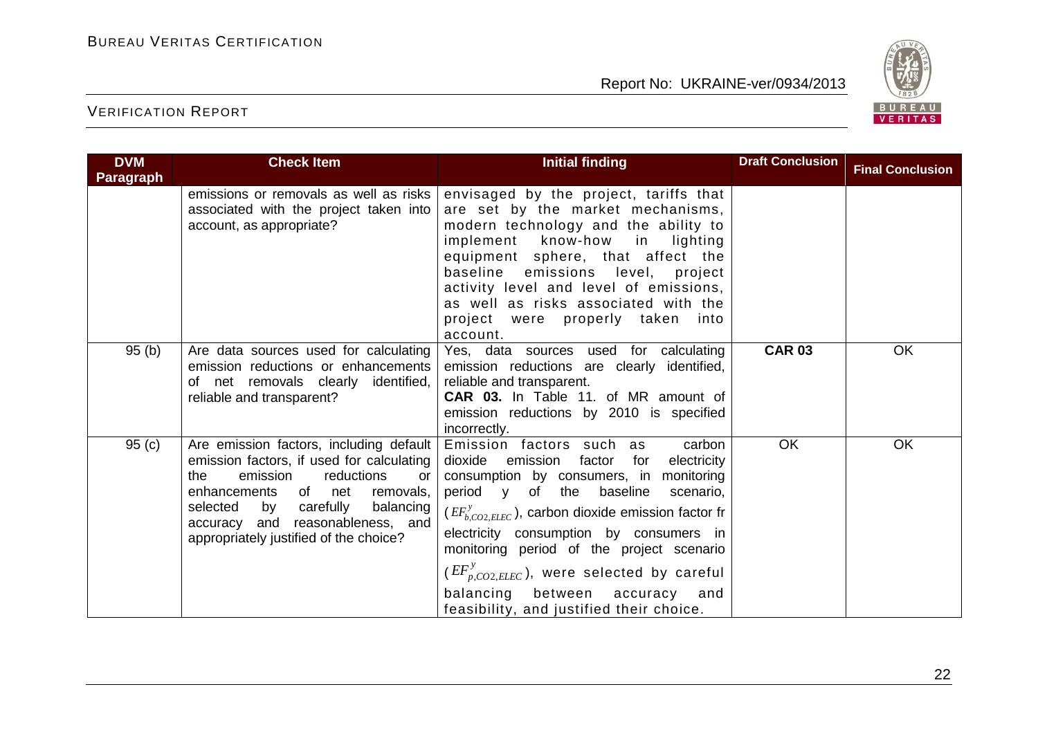| DVM Paragraph | Check Item | Initial finding | Draft Conclusion | Final Conclusion |
|---|---|---|---|---|
| | emissions or removals as well as risks associated with the project taken into account, as appropriate? | envisaged by the project, tariffs that are set by the market mechanisms, modern technology and the ability to implement know-how in lighting equipment sphere, that affect the baseline emissions level, project activity level and level of emissions, as well as risks associated with the project were properly taken into account. | | |
| 95 (b) | Are data sources used for calculating emission reductions or enhancements of net removals clearly identified, reliable and transparent? | Yes, data sources used for calculating emission reductions are clearly identified, reliable and transparent.<br>**CAR 03.** In Table 11. of MR amount of emission reductions by 2010 is specified incorrectly. | **CAR 03** | OK |
| 95 (c) | Are emission factors, including default emission factors, if used for calculating the emission reductions or enhancements of net removals, selected by carefully balancing accuracy and reasonableness, and appropriately justified of the choice? | Emission factors such as carbon dioxide emission factor for electricity consumption by consumers, in monitoring period y of the baseline scenario, ($EF^{y}_{b,CO2,ELEC}$), carbon dioxide emission factor fr electricity consumption by consumers in monitoring period of the project scenario ($EF^{y}_{p,CO2,ELEC}$), were selected by careful balancing between accuracy and feasibility, and justified their choice. | OK | OK |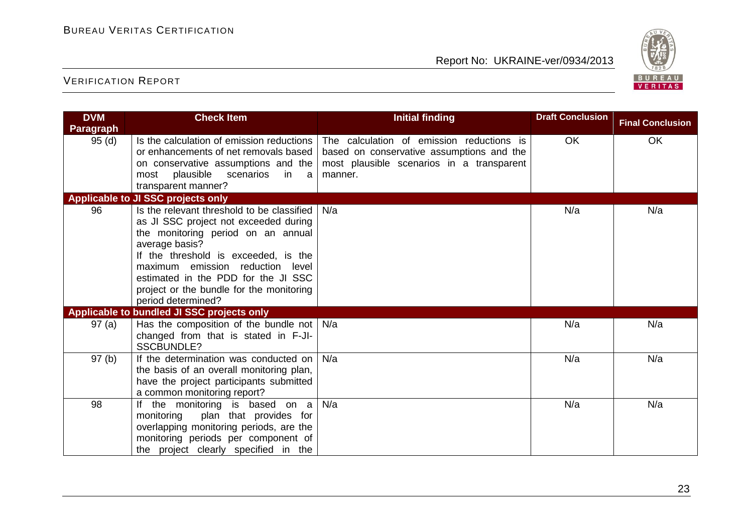| DVM Paragraph | Check Item | Initial finding | Draft Conclusion | Final Conclusion |
|---|---|---|---|---|
| 95 (d) | Is the calculation of emission reductions or enhancements of net removals based on conservative assumptions and the most plausible scenarios in a transparent manner? | The calculation of emission reductions is based on conservative assumptions and the most plausible scenarios in a transparent manner. | OK | OK |
| **Applicable to JI SSC projects only** | | | | |
| 96 | Is the relevant threshold to be classified as JI SSC project not exceeded during the monitoring period on an annual average basis? If the threshold is exceeded, is the maximum emission reduction level estimated in the PDD for the JI SSC project or the bundle for the monitoring period determined? | N/a | N/a | N/a |
| **Applicable to bundled JI SSC projects only** | | | | |
| 97 (a) | Has the composition of the bundle not changed from that is stated in F-JI-SSCBUNDLE? | N/a | N/a | N/a |
| 97 (b) | If the determination was conducted on the basis of an overall monitoring plan, have the project participants submitted a common monitoring report? | N/a | N/a | N/a |
| 98 | If the monitoring is based on a monitoring plan that provides for overlapping monitoring periods, are the monitoring periods per component of the project clearly specified in the | N/a | N/a | N/a |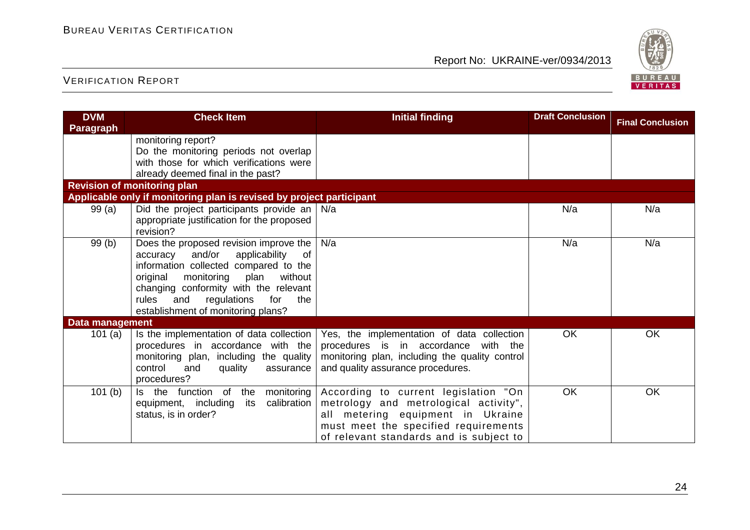| DVM Paragraph | Check Item | Initial finding | Draft Conclusion | Final Conclusion |
|---|---|---|---|---|
| | monitoring report? Do the monitoring periods not overlap with those for which verifications were already deemed final in the past? | | | |
| **Revision of monitoring plan** | | | | |
| **Applicable only if monitoring plan is revised by project participant** | | | | |
| 99 (a) | Did the project participants provide an appropriate justification for the proposed revision? | N/a | N/a | N/a |
| 99 (b) | Does the proposed revision improve the accuracy and/or applicability of information collected compared to the original monitoring plan without changing conformity with the relevant rules and regulations for the establishment of monitoring plans? | N/a | N/a | N/a |
| **Data management** | | | | |
| 101 (a) | Is the implementation of data collection procedures in accordance with the monitoring plan, including the quality control and quality assurance procedures? | Yes, the implementation of data collection procedures is in accordance with the monitoring plan, including the quality control and quality assurance procedures. | OK | OK |
| 101 (b) | Is the function of the monitoring equipment, including its calibration status, is in order? | According to current legislation "On metrology and metrological activity", all metering equipment in Ukraine must meet the specified requirements of relevant standards and is subject to | OK | OK |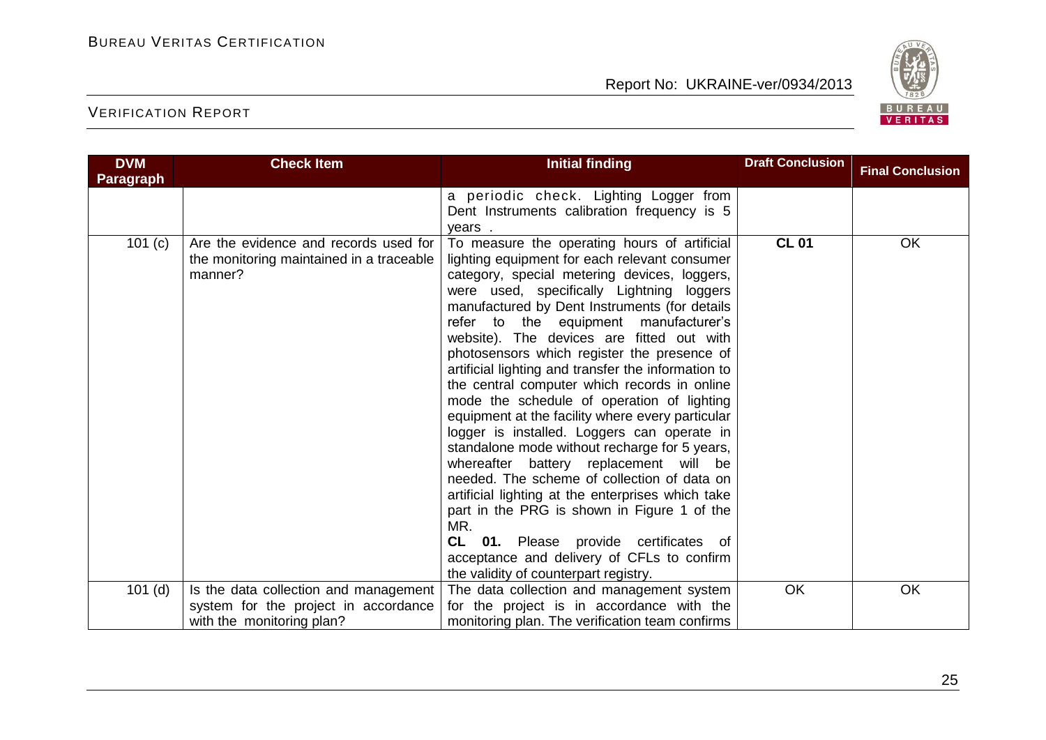| DVM Paragraph | Check Item | Initial finding | Draft Conclusion | Final Conclusion |
|---|---|---|---|---|
| | | a periodic check. Lighting Logger from Dent Instruments calibration frequency is 5 years . | | |
| 101 (c) | Are the evidence and records used for the monitoring maintained in a traceable manner? | To measure the operating hours of artificial lighting equipment for each relevant consumer category, special metering devices, loggers, were used, specifically Lightning loggers manufactured by Dent Instruments (for details refer to the equipment manufacturer's website). The devices are fitted out with photosensors which register the presence of artificial lighting and transfer the information to the central computer which records in online mode the schedule of operation of lighting equipment at the facility where every particular logger is installed. Loggers can operate in standalone mode without recharge for 5 years, whereafter battery replacement will be needed. The scheme of collection of data on artificial lighting at the enterprises which take part in the PRG is shown in Figure 1 of the MR.<br>**CL 01.** Please provide certificates of acceptance and delivery of CFLs to confirm the validity of counterpart registry. | **CL 01** | OK |
| 101 (d) | Is the data collection and management system for the project in accordance with the monitoring plan? | The data collection and management system for the project is in accordance with the monitoring plan. The verification team confirms | OK | OK |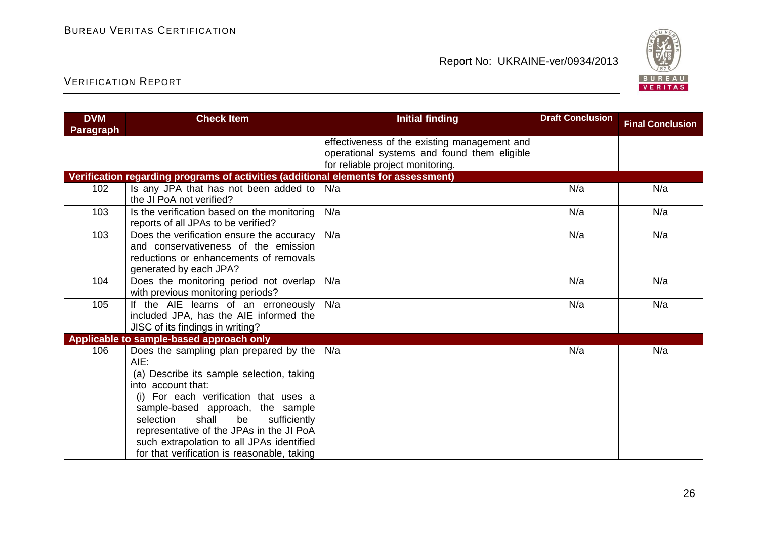| DVM Paragraph | Check Item | Initial finding | Draft Conclusion | Final Conclusion |
|---|---|---|---|---|
| | | effectiveness of the existing management and operational systems and found them eligible for reliable project monitoring. | | |
| **Verification regarding programs of activities (additional elements for assessment)** | | | | |
| 102 | Is any JPA that has not been added to the JI PoA not verified? | N/a | N/a | N/a |
| 103 | Is the verification based on the monitoring reports of all JPAs to be verified? | N/a | N/a | N/a |
| 103 | Does the verification ensure the accuracy and conservativeness of the emission reductions or enhancements of removals generated by each JPA? | N/a | N/a | N/a |
| 104 | Does the monitoring period not overlap with previous monitoring periods? | N/a | N/a | N/a |
| 105 | If the AIE learns of an erroneously included JPA, has the AIE informed the JISC of its findings in writing? | N/a | N/a | N/a |
| **Applicable to sample-based approach only** | | | | |
| 106 | Does the sampling plan prepared by the AIE: (a) Describe its sample selection, taking into account that: (i) For each verification that uses a sample-based approach, the sample selection shall be sufficiently representative of the JPAs in the JI PoA such extrapolation to all JPAs identified for that verification is reasonable, taking | N/a | N/a | N/a |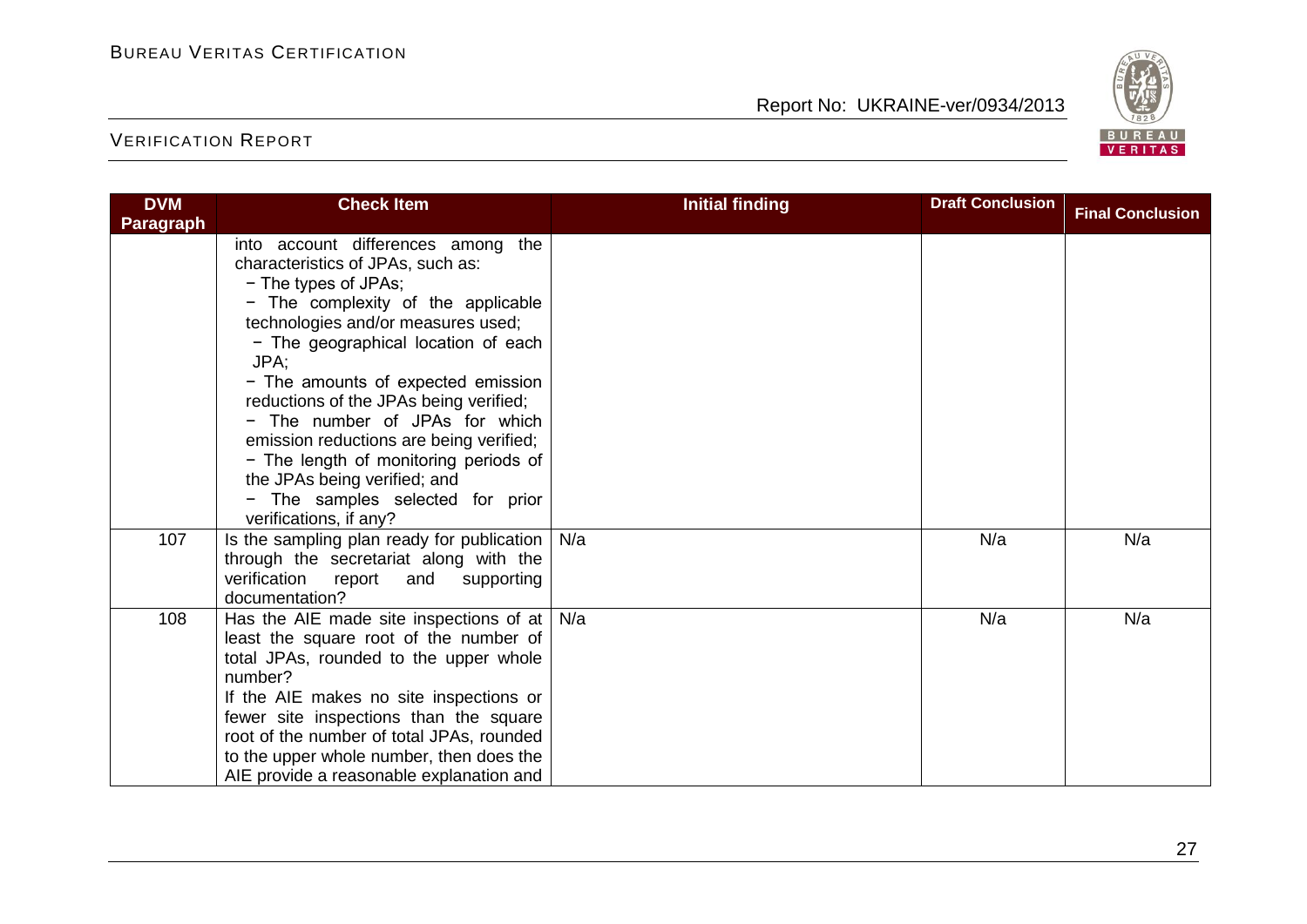| DVM Paragraph | Check Item | Initial finding | Draft Conclusion | Final Conclusion |
|---|---|---|---|---|
| | into account differences among the characteristics of JPAs, such as:<br>− The types of JPAs;<br>− The complexity of the applicable technologies and/or measures used;<br>− The geographical location of each JPA;<br>− The amounts of expected emission reductions of the JPAs being verified;<br>− The number of JPAs for which emission reductions are being verified;<br>− The length of monitoring periods of the JPAs being verified; and<br>− The samples selected for prior verifications, if any? | | | |
| 107 | Is the sampling plan ready for publication through the secretariat along with the verification report and supporting documentation? | N/a | N/a | N/a |
| 108 | Has the AIE made site inspections of at least the square root of the number of total JPAs, rounded to the upper whole number?<br>If the AIE makes no site inspections or fewer site inspections than the square root of the number of total JPAs, rounded to the upper whole number, then does the AIE provide a reasonable explanation and | N/a | N/a | N/a |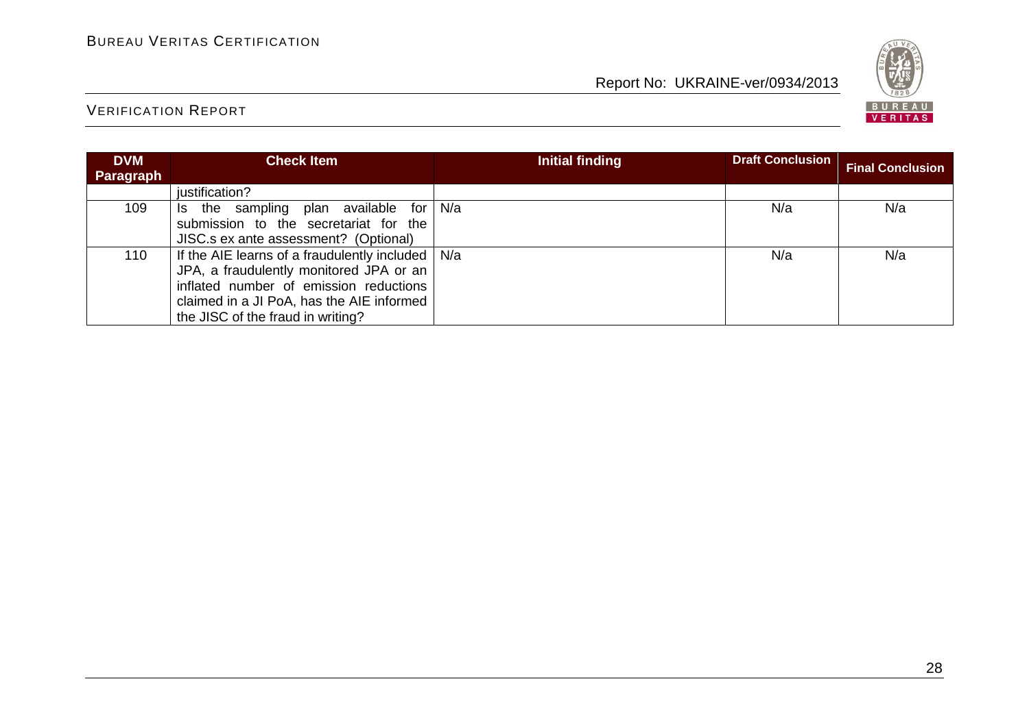| DVM Paragraph | Check Item | Initial finding | Draft Conclusion | Final Conclusion |
|---|---|---|---|---|
| | justification? | | | |
| 109 | Is the sampling plan available for submission to the secretariat for the JISC.s ex ante assessment? (Optional) | N/a | N/a | N/a |
| 110 | If the AIE learns of a fraudulently included JPA, a fraudulently monitored JPA or an inflated number of emission reductions claimed in a JI PoA, has the AIE informed the JISC of the fraud in writing? | N/a | N/a | N/a |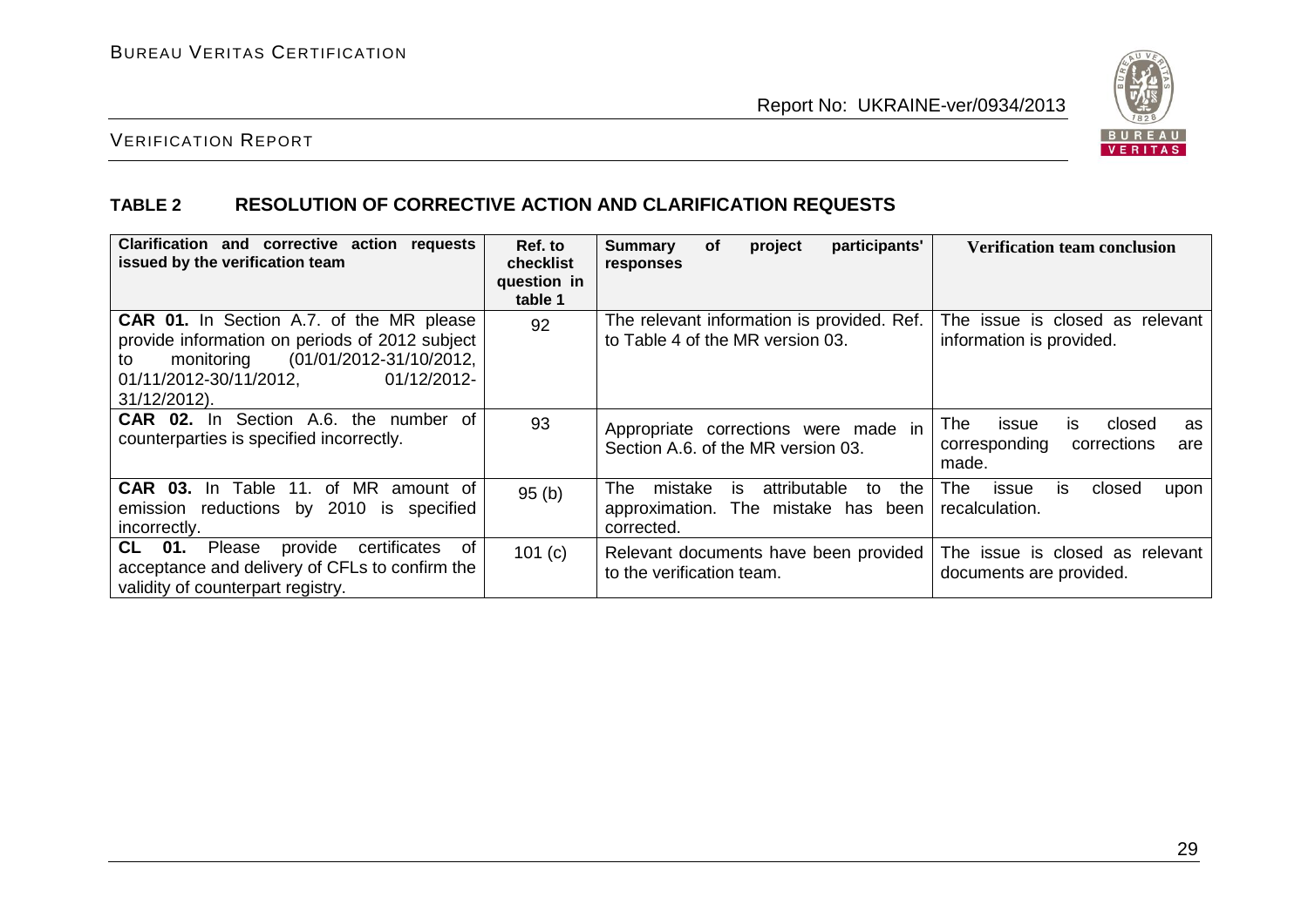### TABLE 2 RESOLUTION OF CORRECTIVE ACTION AND CLARIFICATION REQUESTS

| Clarification and corrective action requests issued by the verification team | Ref. to checklist question in table 1 | Summary of project participants' responses | Verification team conclusion |
|---|---|---|---|
| **CAR 01.** In Section A.7. of the MR please provide information on periods of 2012 subject to monitoring (01/01/2012-31/10/2012, 01/11/2012-30/11/2012, 01/12/2012-31/12/2012). | 92 | The relevant information is provided. Ref. to Table 4 of the MR version 03. | The issue is closed as relevant information is provided. |
| **CAR 02.** In Section A.6. the number of counterparties is specified incorrectly. | 93 | Appropriate corrections were made in Section A.6. of the MR version 03. | The issue is closed as corresponding corrections are made. |
| **CAR 03.** In Table 11. of MR amount of emission reductions by 2010 is specified incorrectly. | 95 (b) | The mistake is attributable to the approximation. The mistake has been corrected. | The issue is closed upon recalculation. |
| **CL 01.** Please provide certificates of acceptance and delivery of CFLs to confirm the validity of counterpart registry. | 101 (c) | Relevant documents have been provided to the verification team. | The issue is closed as relevant documents are provided. |